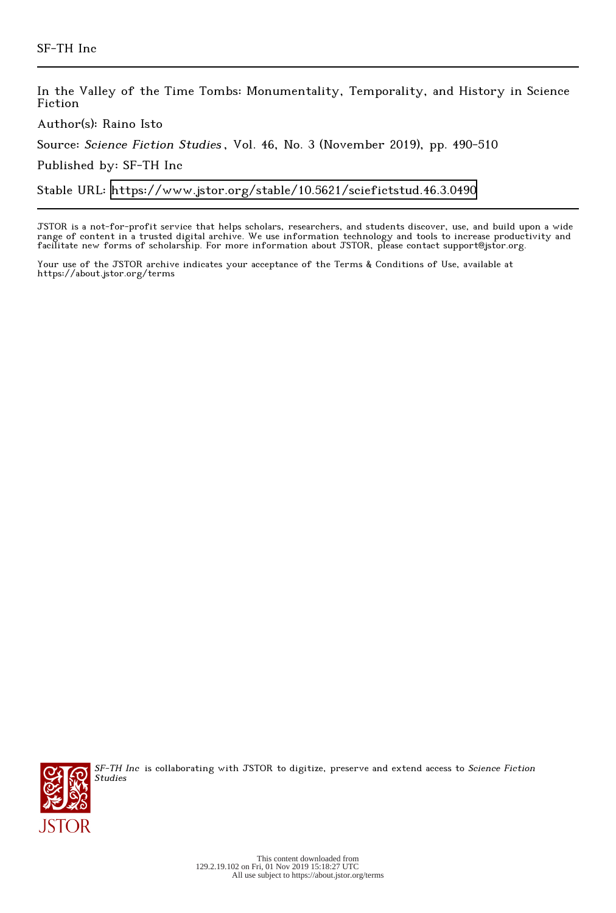SF-TH Inc

In the Valley of the Time Tombs: Monumentality, Temporality, and History in Science Fiction

Author(s): Raino Isto

Source: *Science Fiction Studies*, Vol. 46, No. 3 (November 2019), pp. 490-510

Published by: SF-TH Inc

Stable URL: https://www.jstor.org/stable/10.5621/sciefictstud.46.3.0490

JSTOR is a not-for-profit service that helps scholars, researchers, and students discover, use, and build upon a wide range of content in a trusted digital archive. We use information technology and tools to increase productivity and facilitate new forms of scholarship. For more information about JSTOR, please contact support@jstor.org.

Your use of the JSTOR archive indicates your acceptance of the Terms & Conditions of Use, available at https://about.jstor.org/terms

*SF-TH Inc* is collaborating with JSTOR to digitize, preserve and extend access to *Science Fiction Studies*

This content downloaded from 129.2.19.102 on Fri, 01 Nov 2019 15:18:27 UTC
All use subject to https://about.jstor.org/terms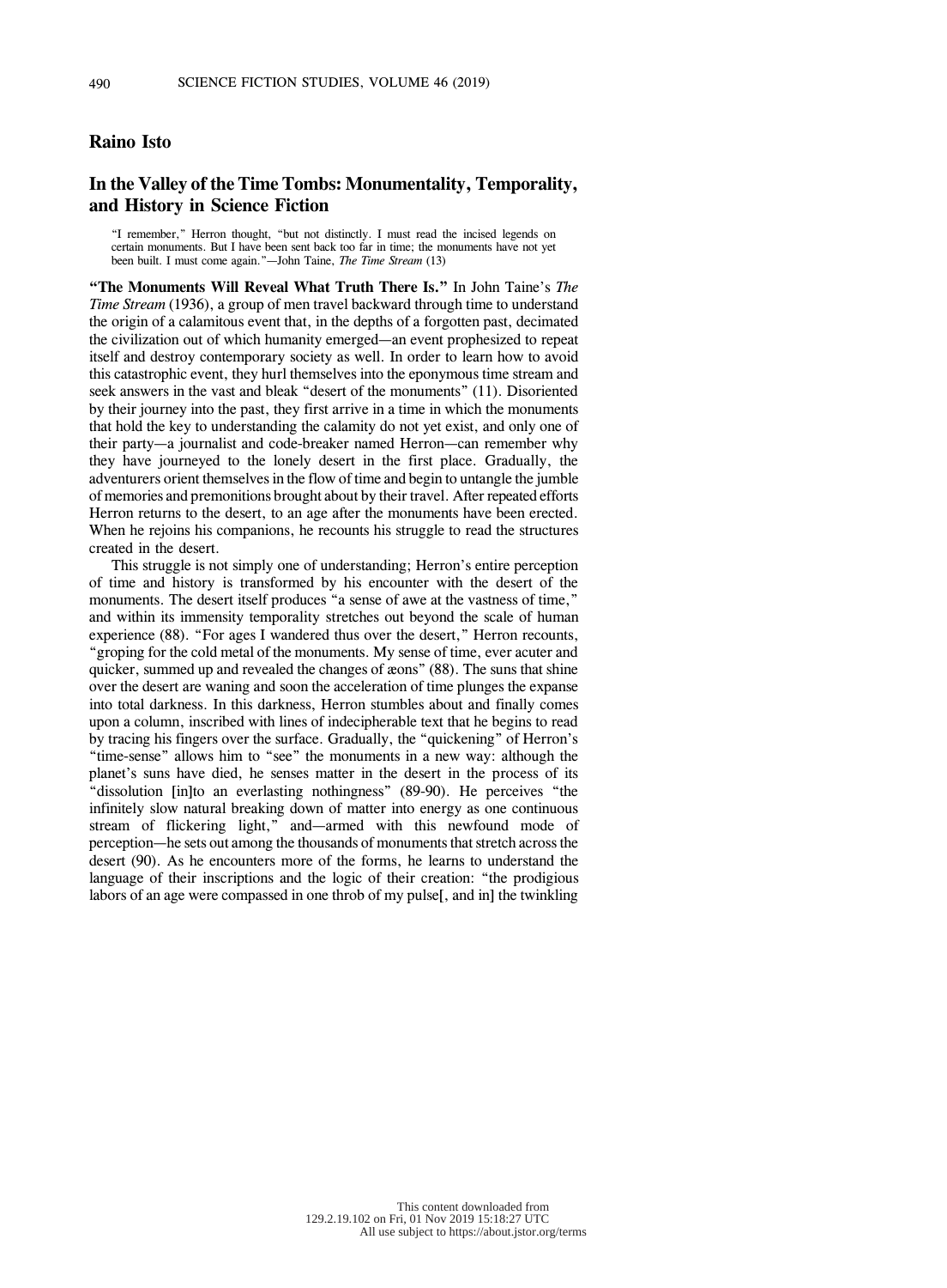## Raino Isto

## In the Valley of the Time Tombs: Monumentality, Temporality, and History in Science Fiction

> "I remember," Herron thought, "but not distinctly. I must read the incised legends on certain monuments. But I have been sent back too far in time; the monuments have not yet been built. I must come again."—John Taine, *The Time Stream* (13)

**"The Monuments Will Reveal What Truth There Is."** In John Taine's *The Time Stream* (1936), a group of men travel backward through time to understand the origin of a calamitous event that, in the depths of a forgotten past, decimated the civilization out of which humanity emerged—an event prophesized to repeat itself and destroy contemporary society as well. In order to learn how to avoid this catastrophic event, they hurl themselves into the eponymous time stream and seek answers in the vast and bleak "desert of the monuments" (11). Disoriented by their journey into the past, they first arrive in a time in which the monuments that hold the key to understanding the calamity do not yet exist, and only one of their party—a journalist and code-breaker named Herron—can remember why they have journeyed to the lonely desert in the first place. Gradually, the adventurers orient themselves in the flow of time and begin to untangle the jumble of memories and premonitions brought about by their travel. After repeated efforts Herron returns to the desert, to an age after the monuments have been erected. When he rejoins his companions, he recounts his struggle to read the structures created in the desert.

This struggle is not simply one of understanding; Herron's entire perception of time and history is transformed by his encounter with the desert of the monuments. The desert itself produces "a sense of awe at the vastness of time," and within its immensity temporality stretches out beyond the scale of human experience (88). "For ages I wandered thus over the desert," Herron recounts, "groping for the cold metal of the monuments. My sense of time, ever acuter and quicker, summed up and revealed the changes of æons" (88). The suns that shine over the desert are waning and soon the acceleration of time plunges the expanse into total darkness. In this darkness, Herron stumbles about and finally comes upon a column, inscribed with lines of indecipherable text that he begins to read by tracing his fingers over the surface. Gradually, the "quickening" of Herron's "time-sense" allows him to "see" the monuments in a new way: although the planet's suns have died, he senses matter in the desert in the process of its "dissolution [in]to an everlasting nothingness" (89-90). He perceives "the infinitely slow natural breaking down of matter into energy as one continuous stream of flickering light," and—armed with this newfound mode of perception—he sets out among the thousands of monuments that stretch across the desert (90). As he encounters more of the forms, he learns to understand the language of their inscriptions and the logic of their creation: "the prodigious labors of an age were compassed in one throb of my pulse[, and in] the twinkling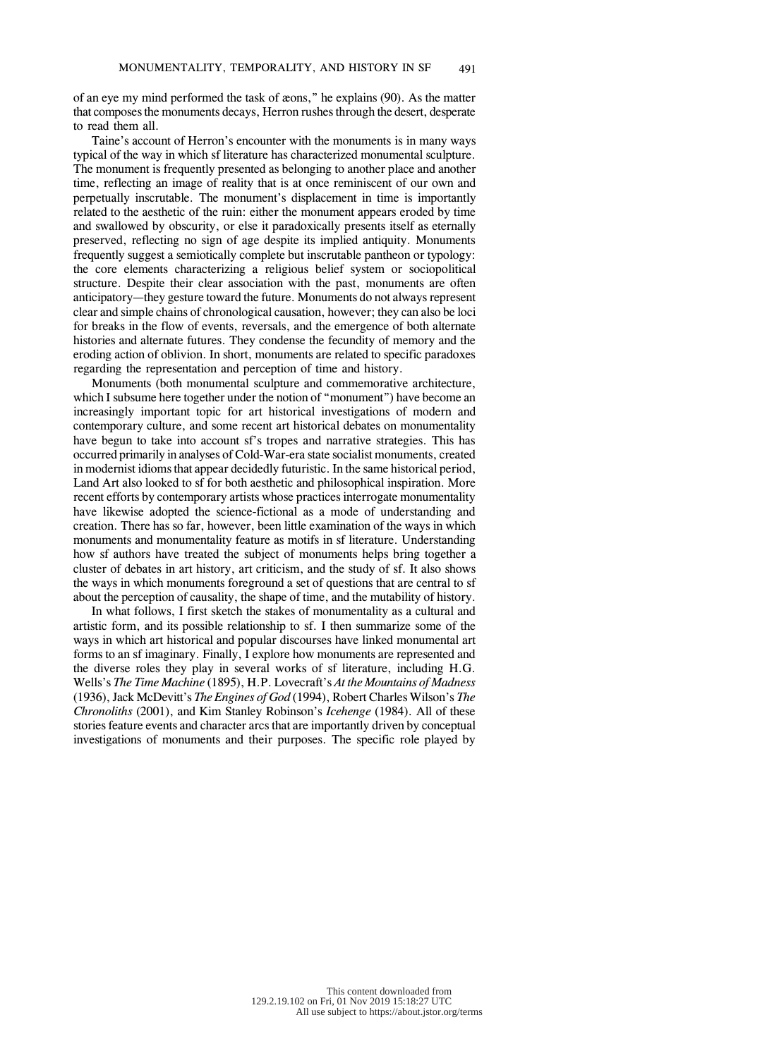of an eye my mind performed the task of æons," he explains (90). As the matter that composes the monuments decays, Herron rushes through the desert, desperate to read them all.

Taine's account of Herron's encounter with the monuments is in many ways typical of the way in which sf literature has characterized monumental sculpture. The monument is frequently presented as belonging to another place and another time, reflecting an image of reality that is at once reminiscent of our own and perpetually inscrutable. The monument's displacement in time is importantly related to the aesthetic of the ruin: either the monument appears eroded by time and swallowed by obscurity, or else it paradoxically presents itself as eternally preserved, reflecting no sign of age despite its implied antiquity. Monuments frequently suggest a semiotically complete but inscrutable pantheon or typology: the core elements characterizing a religious belief system or sociopolitical structure. Despite their clear association with the past, monuments are often anticipatory—they gesture toward the future. Monuments do not always represent clear and simple chains of chronological causation, however; they can also be loci for breaks in the flow of events, reversals, and the emergence of both alternate histories and alternate futures. They condense the fecundity of memory and the eroding action of oblivion. In short, monuments are related to specific paradoxes regarding the representation and perception of time and history.

Monuments (both monumental sculpture and commemorative architecture, which I subsume here together under the notion of "monument") have become an increasingly important topic for art historical investigations of modern and contemporary culture, and some recent art historical debates on monumentality have begun to take into account sf's tropes and narrative strategies. This has occurred primarily in analyses of Cold-War-era state socialist monuments, created in modernist idioms that appear decidedly futuristic. In the same historical period, Land Art also looked to sf for both aesthetic and philosophical inspiration. More recent efforts by contemporary artists whose practices interrogate monumentality have likewise adopted the science-fictional as a mode of understanding and creation. There has so far, however, been little examination of the ways in which monuments and monumentality feature as motifs in sf literature. Understanding how sf authors have treated the subject of monuments helps bring together a cluster of debates in art history, art criticism, and the study of sf. It also shows the ways in which monuments foreground a set of questions that are central to sf about the perception of causality, the shape of time, and the mutability of history.

In what follows, I first sketch the stakes of monumentality as a cultural and artistic form, and its possible relationship to sf. I then summarize some of the ways in which art historical and popular discourses have linked monumental art forms to an sf imaginary. Finally, I explore how monuments are represented and the diverse roles they play in several works of sf literature, including H.G. Wells's *The Time Machine* (1895), H.P. Lovecraft's *At the Mountains of Madness* (1936), Jack McDevitt's *The Engines of God* (1994), Robert Charles Wilson's *The Chronoliths* (2001), and Kim Stanley Robinson's *Icehenge* (1984). All of these stories feature events and character arcs that are importantly driven by conceptual investigations of monuments and their purposes. The specific role played by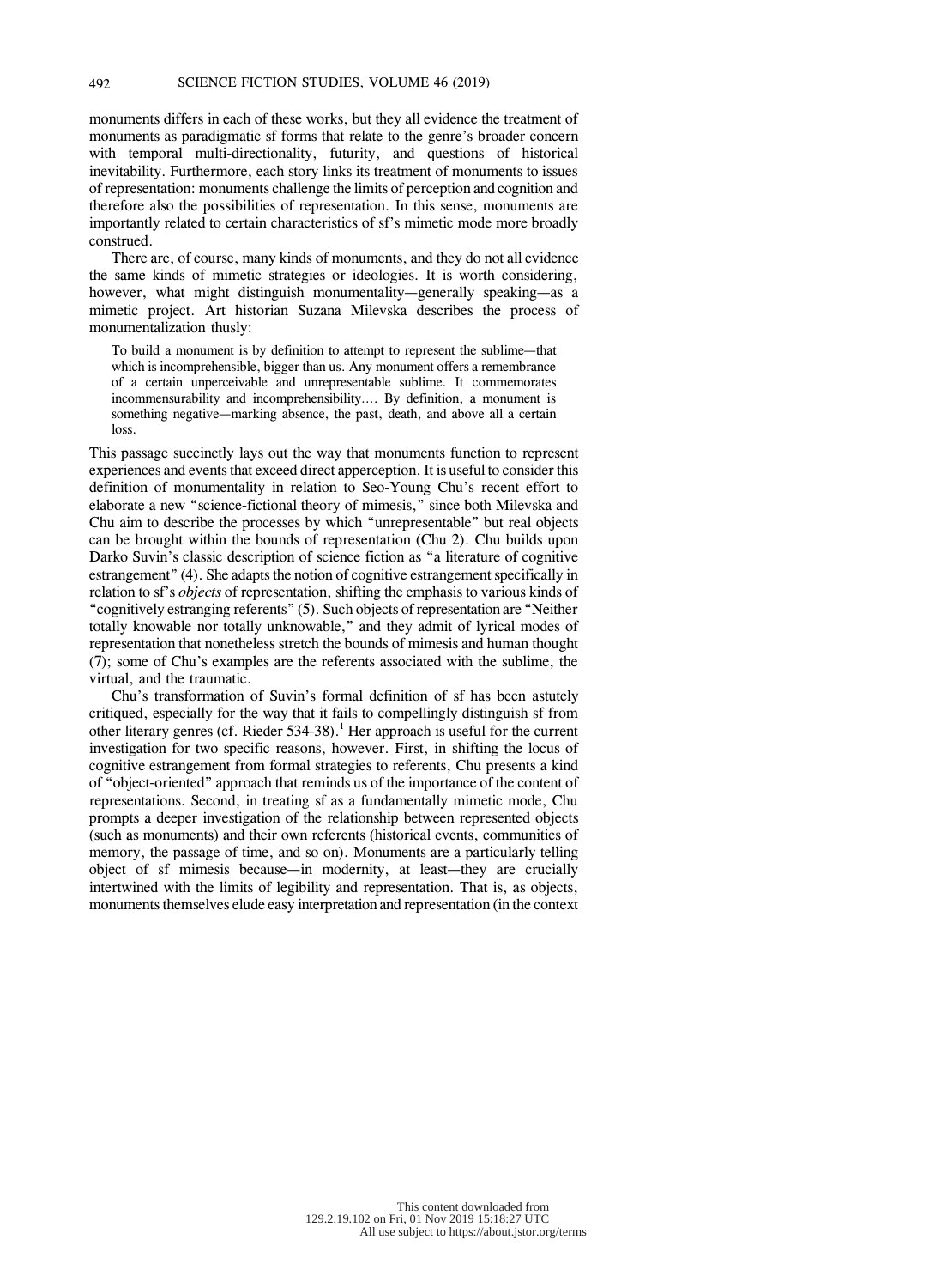monuments differs in each of these works, but they all evidence the treatment of monuments as paradigmatic sf forms that relate to the genre's broader concern with temporal multi-directionality, futurity, and questions of historical inevitability. Furthermore, each story links its treatment of monuments to issues of representation: monuments challenge the limits of perception and cognition and therefore also the possibilities of representation. In this sense, monuments are importantly related to certain characteristics of sf's mimetic mode more broadly construed.

There are, of course, many kinds of monuments, and they do not all evidence the same kinds of mimetic strategies or ideologies. It is worth considering, however, what might distinguish monumentality—generally speaking—as a mimetic project. Art historian Suzana Milevska describes the process of monumentalization thusly:

> To build a monument is by definition to attempt to represent the sublime—that which is incomprehensible, bigger than us. Any monument offers a remembrance of a certain unperceivable and unrepresentable sublime. It commemorates incommensurability and incomprehensibility.... By definition, a monument is something negative—marking absence, the past, death, and above all a certain loss.

This passage succinctly lays out the way that monuments function to represent experiences and events that exceed direct apperception. It is useful to consider this definition of monumentality in relation to Seo-Young Chu's recent effort to elaborate a new "science-fictional theory of mimesis," since both Milevska and Chu aim to describe the processes by which "unrepresentable" but real objects can be brought within the bounds of representation (Chu 2). Chu builds upon Darko Suvin's classic description of science fiction as "a literature of cognitive estrangement" (4). She adapts the notion of cognitive estrangement specifically in relation to sf's *objects* of representation, shifting the emphasis to various kinds of "cognitively estranging referents" (5). Such objects of representation are "Neither totally knowable nor totally unknowable," and they admit of lyrical modes of representation that nonetheless stretch the bounds of mimesis and human thought (7); some of Chu's examples are the referents associated with the sublime, the virtual, and the traumatic.

Chu's transformation of Suvin's formal definition of sf has been astutely critiqued, especially for the way that it fails to compellingly distinguish sf from other literary genres (cf. Rieder 534-38).[1] Her approach is useful for the current investigation for two specific reasons, however. First, in shifting the locus of cognitive estrangement from formal strategies to referents, Chu presents a kind of "object-oriented" approach that reminds us of the importance of the content of representations. Second, in treating sf as a fundamentally mimetic mode, Chu prompts a deeper investigation of the relationship between represented objects (such as monuments) and their own referents (historical events, communities of memory, the passage of time, and so on). Monuments are a particularly telling object of sf mimesis because—in modernity, at least—they are crucially intertwined with the limits of legibility and representation. That is, as objects, monuments themselves elude easy interpretation and representation (in the context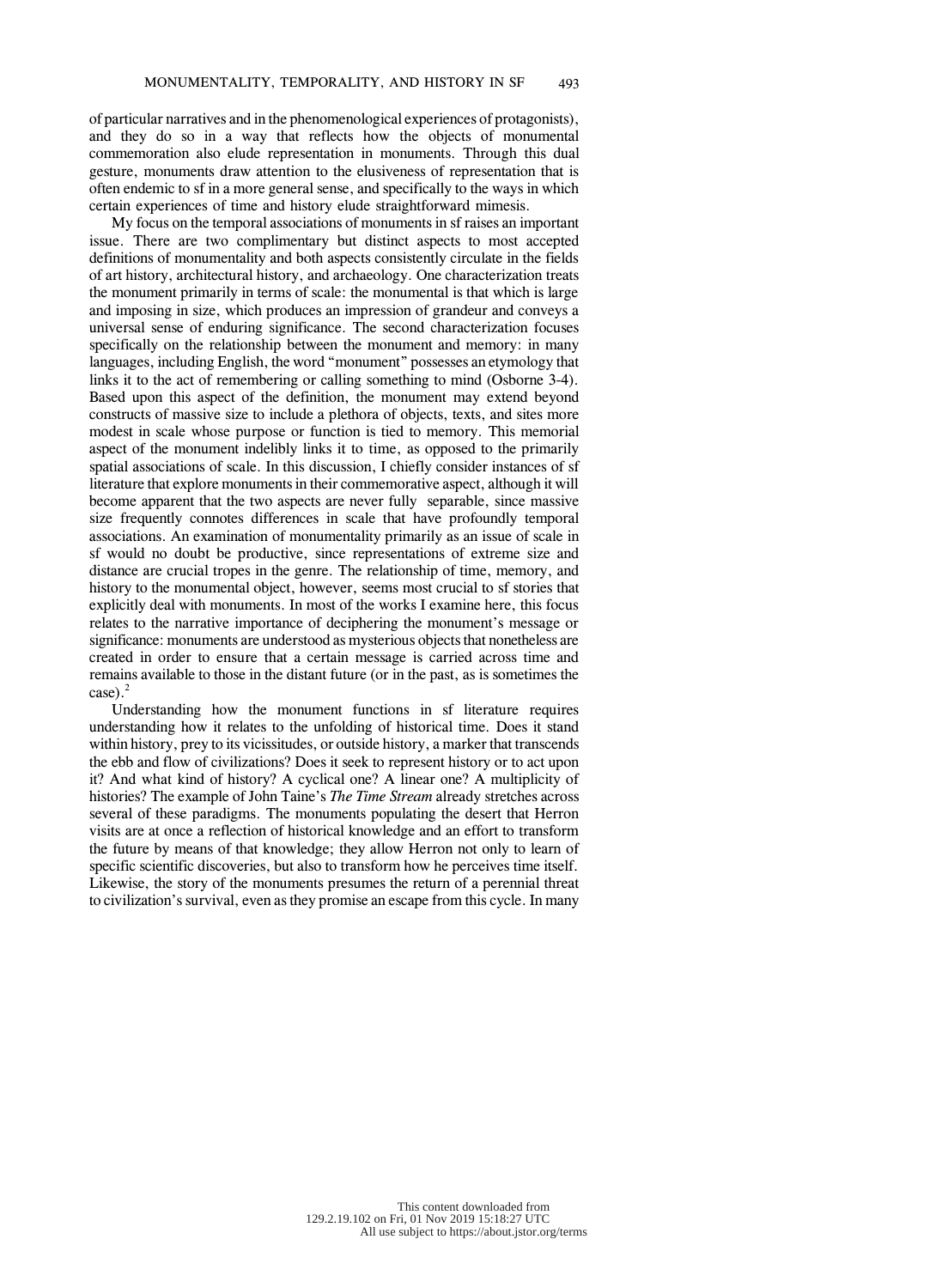of particular narratives and in the phenomenological experiences of protagonists), and they do so in a way that reflects how the objects of monumental commemoration also elude representation in monuments. Through this dual gesture, monuments draw attention to the elusiveness of representation that is often endemic to sf in a more general sense, and specifically to the ways in which certain experiences of time and history elude straightforward mimesis.

My focus on the temporal associations of monuments in sf raises an important issue. There are two complimentary but distinct aspects to most accepted definitions of monumentality and both aspects consistently circulate in the fields of art history, architectural history, and archaeology. One characterization treats the monument primarily in terms of scale: the monumental is that which is large and imposing in size, which produces an impression of grandeur and conveys a universal sense of enduring significance. The second characterization focuses specifically on the relationship between the monument and memory: in many languages, including English, the word "monument" possesses an etymology that links it to the act of remembering or calling something to mind (Osborne 3-4). Based upon this aspect of the definition, the monument may extend beyond constructs of massive size to include a plethora of objects, texts, and sites more modest in scale whose purpose or function is tied to memory. This memorial aspect of the monument indelibly links it to time, as opposed to the primarily spatial associations of scale. In this discussion, I chiefly consider instances of sf literature that explore monuments in their commemorative aspect, although it will become apparent that the two aspects are never fully separable, since massive size frequently connotes differences in scale that have profoundly temporal associations. An examination of monumentality primarily as an issue of scale in sf would no doubt be productive, since representations of extreme size and distance are crucial tropes in the genre. The relationship of time, memory, and history to the monumental object, however, seems most crucial to sf stories that explicitly deal with monuments. In most of the works I examine here, this focus relates to the narrative importance of deciphering the monument's message or significance: monuments are understood as mysterious objects that nonetheless are created in order to ensure that a certain message is carried across time and remains available to those in the distant future (or in the past, as is sometimes the case).[2]

Understanding how the monument functions in sf literature requires understanding how it relates to the unfolding of historical time. Does it stand within history, prey to its vicissitudes, or outside history, a marker that transcends the ebb and flow of civilizations? Does it seek to represent history or to act upon it? And what kind of history? A cyclical one? A linear one? A multiplicity of histories? The example of John Taine's *The Time Stream* already stretches across several of these paradigms. The monuments populating the desert that Herron visits are at once a reflection of historical knowledge and an effort to transform the future by means of that knowledge; they allow Herron not only to learn of specific scientific discoveries, but also to transform how he perceives time itself. Likewise, the story of the monuments presumes the return of a perennial threat to civilization's survival, even as they promise an escape from this cycle. In many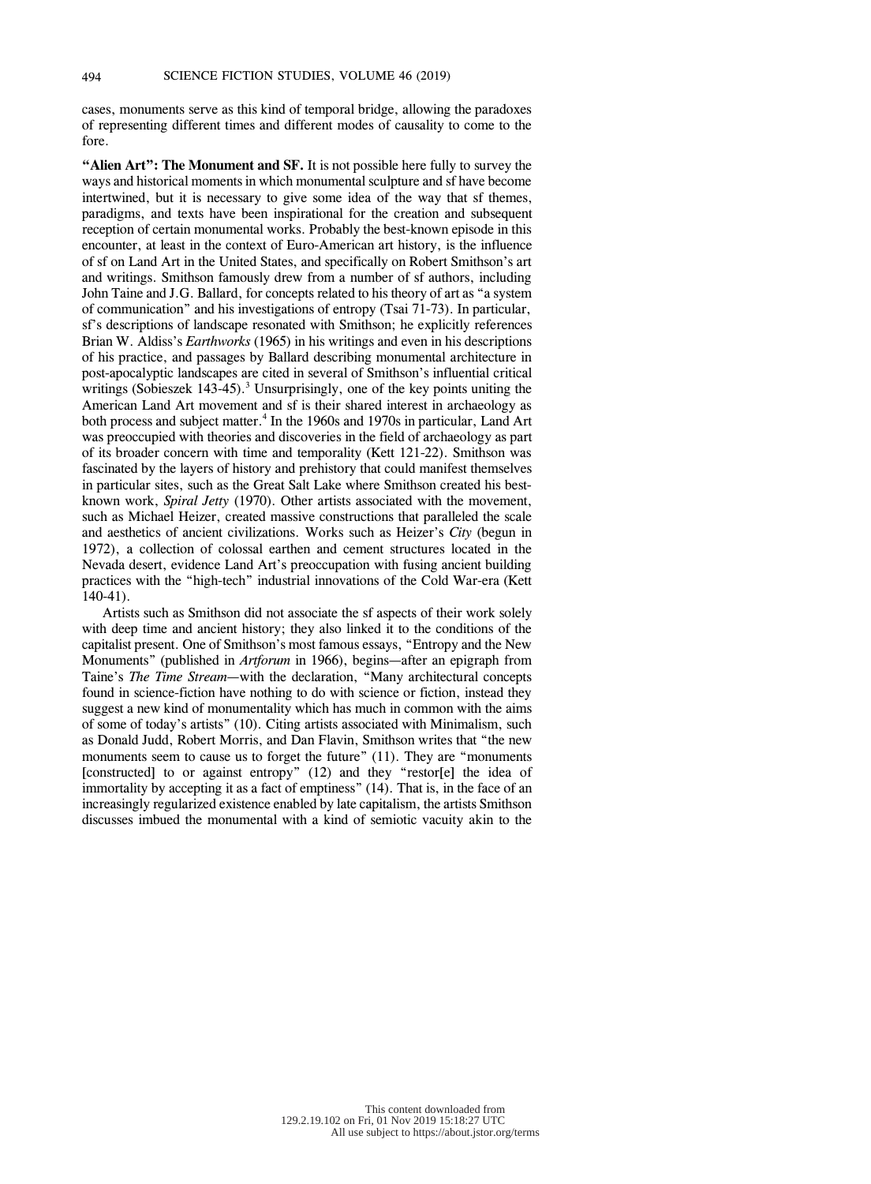cases, monuments serve as this kind of temporal bridge, allowing the paradoxes of representing different times and different modes of causality to come to the fore.

**"Alien Art": The Monument and SF.** It is not possible here fully to survey the ways and historical moments in which monumental sculpture and sf have become intertwined, but it is necessary to give some idea of the way that sf themes, paradigms, and texts have been inspirational for the creation and subsequent reception of certain monumental works. Probably the best-known episode in this encounter, at least in the context of Euro-American art history, is the influence of sf on Land Art in the United States, and specifically on Robert Smithson's art and writings. Smithson famously drew from a number of sf authors, including John Taine and J.G. Ballard, for concepts related to his theory of art as "a system of communication" and his investigations of entropy (Tsai 71-73). In particular, sf's descriptions of landscape resonated with Smithson; he explicitly references Brian W. Aldiss's *Earthworks* (1965) in his writings and even in his descriptions of his practice, and passages by Ballard describing monumental architecture in post-apocalyptic landscapes are cited in several of Smithson's influential critical writings (Sobieszek 143-45).[3] Unsurprisingly, one of the key points uniting the American Land Art movement and sf is their shared interest in archaeology as both process and subject matter.[4] In the 1960s and 1970s in particular, Land Art was preoccupied with theories and discoveries in the field of archaeology as part of its broader concern with time and temporality (Kett 121-22). Smithson was fascinated by the layers of history and prehistory that could manifest themselves in particular sites, such as the Great Salt Lake where Smithson created his best-known work, *Spiral Jetty* (1970). Other artists associated with the movement, such as Michael Heizer, created massive constructions that paralleled the scale and aesthetics of ancient civilizations. Works such as Heizer's *City* (begun in 1972), a collection of colossal earthen and cement structures located in the Nevada desert, evidence Land Art's preoccupation with fusing ancient building practices with the "high-tech" industrial innovations of the Cold War-era (Kett 140-41).

Artists such as Smithson did not associate the sf aspects of their work solely with deep time and ancient history; they also linked it to the conditions of the capitalist present. One of Smithson's most famous essays, "Entropy and the New Monuments" (published in *Artforum* in 1966), begins—after an epigraph from Taine's *The Time Stream*—with the declaration, "Many architectural concepts found in science-fiction have nothing to do with science or fiction, instead they suggest a new kind of monumentality which has much in common with the aims of some of today's artists" (10). Citing artists associated with Minimalism, such as Donald Judd, Robert Morris, and Dan Flavin, Smithson writes that "the new monuments seem to cause us to forget the future" (11). They are "monuments [constructed] to or against entropy" (12) and they "restor[e] the idea of immortality by accepting it as a fact of emptiness" (14). That is, in the face of an increasingly regularized existence enabled by late capitalism, the artists Smithson discusses imbued the monumental with a kind of semiotic vacuity akin to the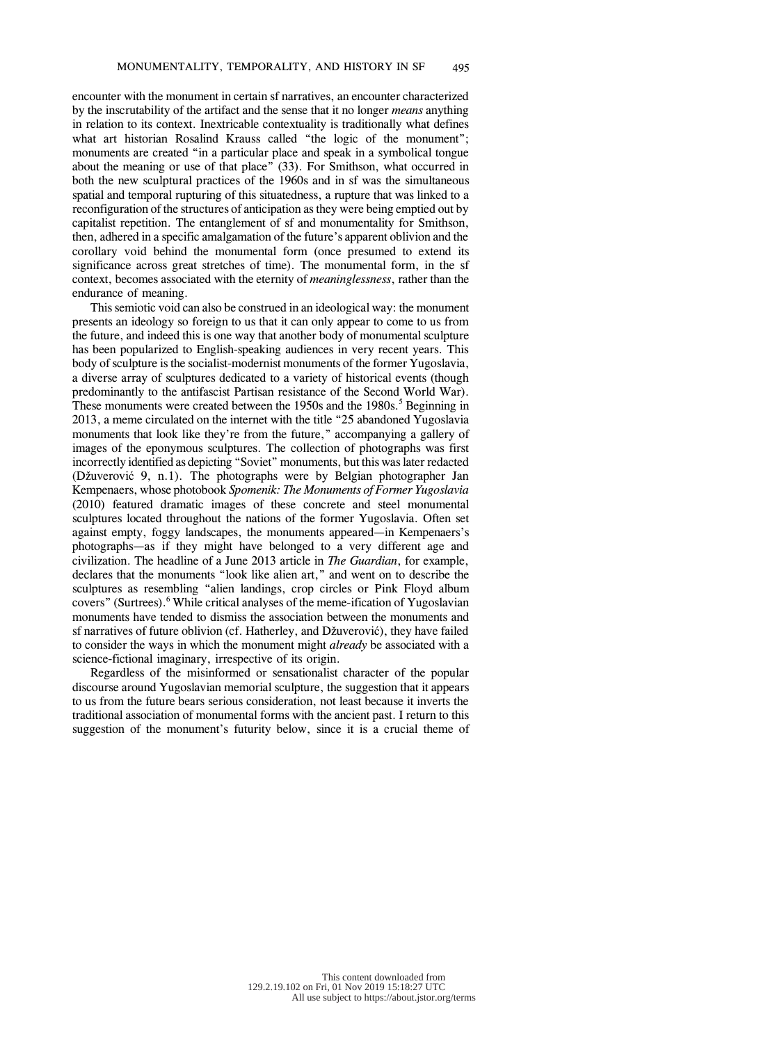encounter with the monument in certain sf narratives, an encounter characterized by the inscrutability of the artifact and the sense that it no longer *means* anything in relation to its context. Inextricable contextuality is traditionally what defines what art historian Rosalind Krauss called "the logic of the monument"; monuments are created "in a particular place and speak in a symbolical tongue about the meaning or use of that place" (33). For Smithson, what occurred in both the new sculptural practices of the 1960s and in sf was the simultaneous spatial and temporal rupturing of this situatedness, a rupture that was linked to a reconfiguration of the structures of anticipation as they were being emptied out by capitalist repetition. The entanglement of sf and monumentality for Smithson, then, adhered in a specific amalgamation of the future's apparent oblivion and the corollary void behind the monumental form (once presumed to extend its significance across great stretches of time). The monumental form, in the sf context, becomes associated with the eternity of *meaninglessness*, rather than the endurance of meaning.

This semiotic void can also be construed in an ideological way: the monument presents an ideology so foreign to us that it can only appear to come to us from the future, and indeed this is one way that another body of monumental sculpture has been popularized to English-speaking audiences in very recent years. This body of sculpture is the socialist-modernist monuments of the former Yugoslavia, a diverse array of sculptures dedicated to a variety of historical events (though predominantly to the antifascist Partisan resistance of the Second World War). These monuments were created between the 1950s and the 1980s.[5] Beginning in 2013, a meme circulated on the internet with the title "25 abandoned Yugoslavia monuments that look like they're from the future," accompanying a gallery of images of the eponymous sculptures. The collection of photographs was first incorrectly identified as depicting "Soviet" monuments, but this was later redacted (Džuverović 9, n.1). The photographs were by Belgian photographer Jan Kempenaers, whose photobook *Spomenik: The Monuments of Former Yugoslavia* (2010) featured dramatic images of these concrete and steel monumental sculptures located throughout the nations of the former Yugoslavia. Often set against empty, foggy landscapes, the monuments appeared—in Kempenaers's photographs—as if they might have belonged to a very different age and civilization. The headline of a June 2013 article in *The Guardian*, for example, declares that the monuments "look like alien art," and went on to describe the sculptures as resembling "alien landings, crop circles or Pink Floyd album covers" (Surtrees).[6] While critical analyses of the meme-ification of Yugoslavian monuments have tended to dismiss the association between the monuments and sf narratives of future oblivion (cf. Hatherley, and Džuverović), they have failed to consider the ways in which the monument might *already* be associated with a science-fictional imaginary, irrespective of its origin.

Regardless of the misinformed or sensationalist character of the popular discourse around Yugoslavian memorial sculpture, the suggestion that it appears to us from the future bears serious consideration, not least because it inverts the traditional association of monumental forms with the ancient past. I return to this suggestion of the monument's futurity below, since it is a crucial theme of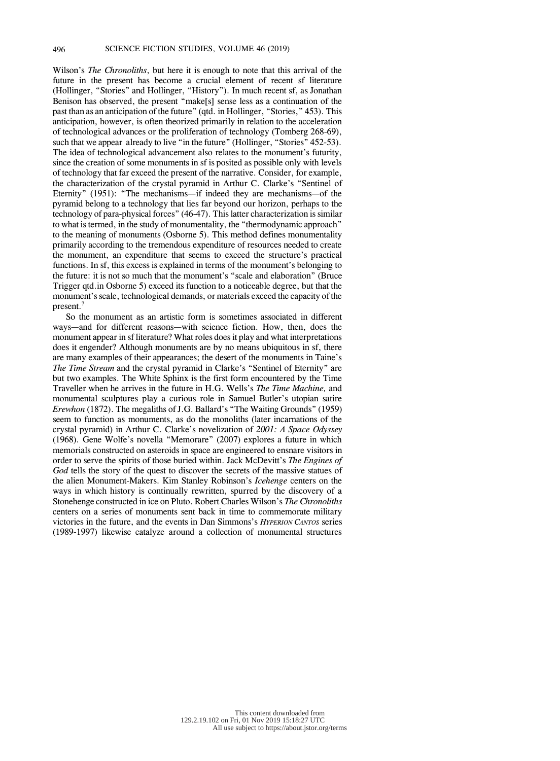Wilson's *The Chronoliths*, but here it is enough to note that this arrival of the future in the present has become a crucial element of recent sf literature (Hollinger, "Stories" and Hollinger, "History"). In much recent sf, as Jonathan Benison has observed, the present "make[s] sense less as a continuation of the past than as an anticipation of the future" (qtd. in Hollinger, "Stories," 453). This anticipation, however, is often theorized primarily in relation to the acceleration of technological advances or the proliferation of technology (Tomberg 268-69), such that we appear already to live "in the future" (Hollinger, "Stories" 452-53). The idea of technological advancement also relates to the monument's futurity, since the creation of some monuments in sf is posited as possible only with levels of technology that far exceed the present of the narrative. Consider, for example, the characterization of the crystal pyramid in Arthur C. Clarke's "Sentinel of Eternity" (1951): "The mechanisms—if indeed they are mechanisms—of the pyramid belong to a technology that lies far beyond our horizon, perhaps to the technology of para-physical forces" (46-47). This latter characterization is similar to what is termed, in the study of monumentality, the "thermodynamic approach" to the meaning of monuments (Osborne 5). This method defines monumentality primarily according to the tremendous expenditure of resources needed to create the monument, an expenditure that seems to exceed the structure's practical functions. In sf, this excess is explained in terms of the monument's belonging to the future: it is not so much that the monument's "scale and elaboration" (Bruce Trigger qtd.in Osborne 5) exceed its function to a noticeable degree, but that the monument's scale, technological demands, or materials exceed the capacity of the present.[7]

So the monument as an artistic form is sometimes associated in different ways—and for different reasons—with science fiction. How, then, does the monument appear in sf literature? What roles does it play and what interpretations does it engender? Although monuments are by no means ubiquitous in sf, there are many examples of their appearances; the desert of the monuments in Taine's *The Time Stream* and the crystal pyramid in Clarke's "Sentinel of Eternity" are but two examples. The White Sphinx is the first form encountered by the Time Traveller when he arrives in the future in H.G. Wells's *The Time Machine,* and monumental sculptures play a curious role in Samuel Butler's utopian satire *Erewhon* (1872). The megaliths of J.G. Ballard's "The Waiting Grounds" (1959) seem to function as monuments, as do the monoliths (later incarnations of the crystal pyramid) in Arthur C. Clarke's novelization of *2001: A Space Odyssey* (1968). Gene Wolfe's novella "Memorare" (2007) explores a future in which memorials constructed on asteroids in space are engineered to ensnare visitors in order to serve the spirits of those buried within. Jack McDevitt's *The Engines of God* tells the story of the quest to discover the secrets of the massive statues of the alien Monument-Makers. Kim Stanley Robinson's *Icehenge* centers on the ways in which history is continually rewritten, spurred by the discovery of a Stonehenge constructed in ice on Pluto. Robert Charles Wilson's *The Chronoliths* centers on a series of monuments sent back in time to commemorate military victories in the future, and the events in Dan Simmons's *HYPERION CANTOS* series (1989-1997) likewise catalyze around a collection of monumental structures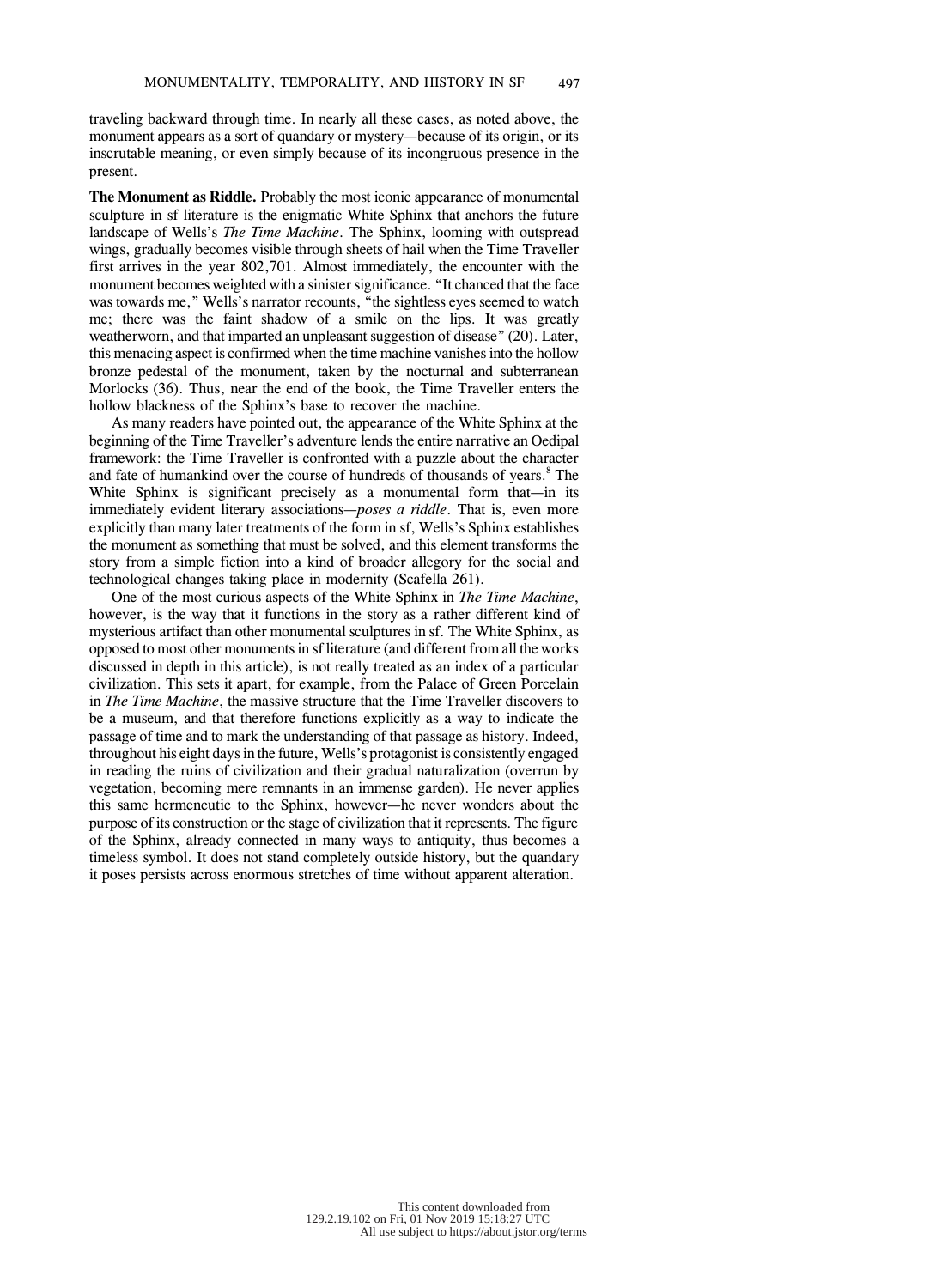traveling backward through time. In nearly all these cases, as noted above, the monument appears as a sort of quandary or mystery—because of its origin, or its inscrutable meaning, or even simply because of its incongruous presence in the present.

**The Monument as Riddle.** Probably the most iconic appearance of monumental sculpture in sf literature is the enigmatic White Sphinx that anchors the future landscape of Wells's *The Time Machine*. The Sphinx, looming with outspread wings, gradually becomes visible through sheets of hail when the Time Traveller first arrives in the year 802,701. Almost immediately, the encounter with the monument becomes weighted with a sinister significance. "It chanced that the face was towards me," Wells's narrator recounts, "the sightless eyes seemed to watch me; there was the faint shadow of a smile on the lips. It was greatly weatherworn, and that imparted an unpleasant suggestion of disease" (20). Later, this menacing aspect is confirmed when the time machine vanishes into the hollow bronze pedestal of the monument, taken by the nocturnal and subterranean Morlocks (36). Thus, near the end of the book, the Time Traveller enters the hollow blackness of the Sphinx's base to recover the machine.

As many readers have pointed out, the appearance of the White Sphinx at the beginning of the Time Traveller's adventure lends the entire narrative an Oedipal framework: the Time Traveller is confronted with a puzzle about the character and fate of humankind over the course of hundreds of thousands of years.[8] The White Sphinx is significant precisely as a monumental form that—in its immediately evident literary associations—*poses a riddle*. That is, even more explicitly than many later treatments of the form in sf, Wells's Sphinx establishes the monument as something that must be solved, and this element transforms the story from a simple fiction into a kind of broader allegory for the social and technological changes taking place in modernity (Scafella 261).

One of the most curious aspects of the White Sphinx in *The Time Machine*, however, is the way that it functions in the story as a rather different kind of mysterious artifact than other monumental sculptures in sf. The White Sphinx, as opposed to most other monuments in sf literature (and different from all the works discussed in depth in this article), is not really treated as an index of a particular civilization. This sets it apart, for example, from the Palace of Green Porcelain in *The Time Machine*, the massive structure that the Time Traveller discovers to be a museum, and that therefore functions explicitly as a way to indicate the passage of time and to mark the understanding of that passage as history. Indeed, throughout his eight days in the future, Wells's protagonist is consistently engaged in reading the ruins of civilization and their gradual naturalization (overrun by vegetation, becoming mere remnants in an immense garden). He never applies this same hermeneutic to the Sphinx, however—he never wonders about the purpose of its construction or the stage of civilization that it represents. The figure of the Sphinx, already connected in many ways to antiquity, thus becomes a timeless symbol. It does not stand completely outside history, but the quandary it poses persists across enormous stretches of time without apparent alteration.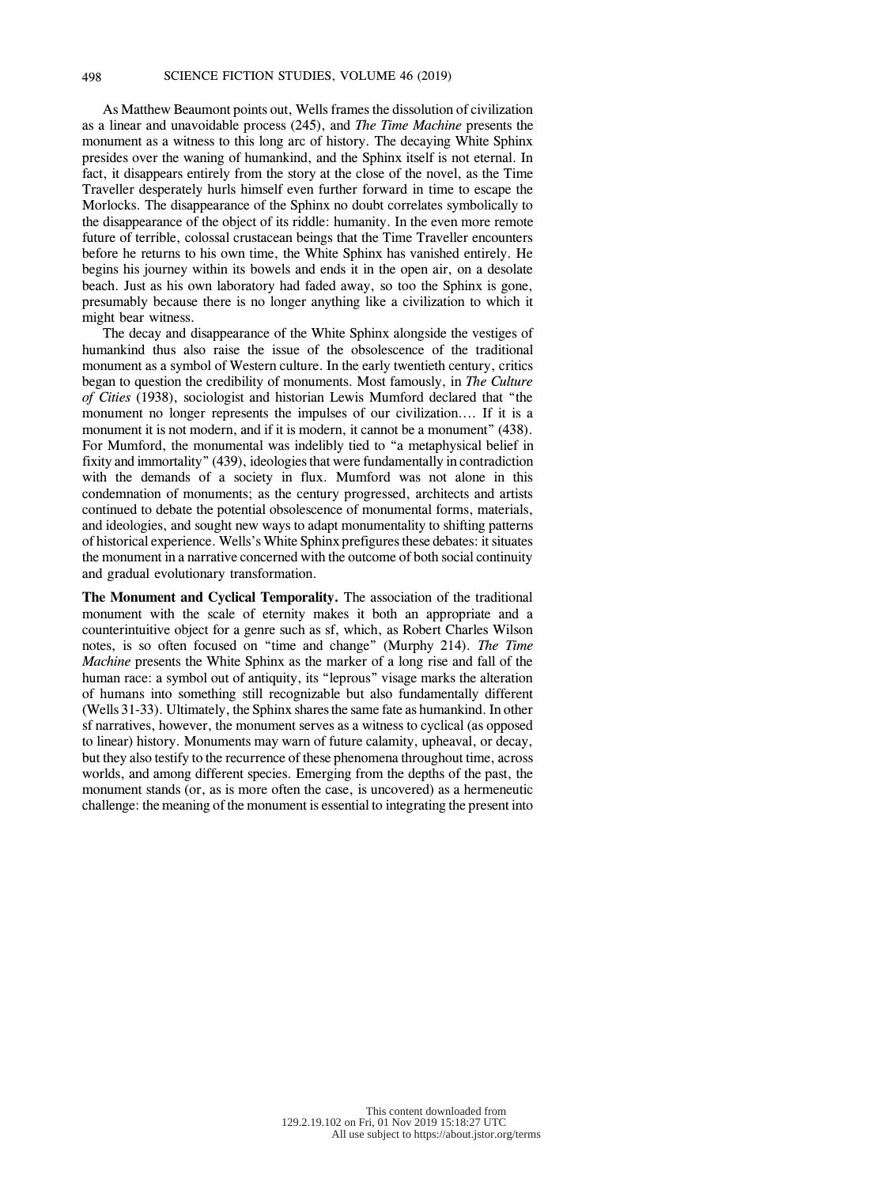As Matthew Beaumont points out, Wells frames the dissolution of civilization as a linear and unavoidable process (245), and *The Time Machine* presents the monument as a witness to this long arc of history. The decaying White Sphinx presides over the waning of humankind, and the Sphinx itself is not eternal. In fact, it disappears entirely from the story at the close of the novel, as the Time Traveller desperately hurls himself even further forward in time to escape the Morlocks. The disappearance of the Sphinx no doubt correlates symbolically to the disappearance of the object of its riddle: humanity. In the even more remote future of terrible, colossal crustacean beings that the Time Traveller encounters before he returns to his own time, the White Sphinx has vanished entirely. He begins his journey within its bowels and ends it in the open air, on a desolate beach. Just as his own laboratory had faded away, so too the Sphinx is gone, presumably because there is no longer anything like a civilization to which it might bear witness.

The decay and disappearance of the White Sphinx alongside the vestiges of humankind thus also raise the issue of the obsolescence of the traditional monument as a symbol of Western culture. In the early twentieth century, critics began to question the credibility of monuments. Most famously, in *The Culture of Cities* (1938), sociologist and historian Lewis Mumford declared that "the monument no longer represents the impulses of our civilization.... If it is a monument it is not modern, and if it is modern, it cannot be a monument" (438). For Mumford, the monumental was indelibly tied to "a metaphysical belief in fixity and immortality" (439), ideologies that were fundamentally in contradiction with the demands of a society in flux. Mumford was not alone in this condemnation of monuments; as the century progressed, architects and artists continued to debate the potential obsolescence of monumental forms, materials, and ideologies, and sought new ways to adapt monumentality to shifting patterns of historical experience. Wells's White Sphinx prefigures these debates: it situates the monument in a narrative concerned with the outcome of both social continuity and gradual evolutionary transformation.

**The Monument and Cyclical Temporality.** The association of the traditional monument with the scale of eternity makes it both an appropriate and a counterintuitive object for a genre such as sf, which, as Robert Charles Wilson notes, is so often focused on "time and change" (Murphy 214). *The Time Machine* presents the White Sphinx as the marker of a long rise and fall of the human race: a symbol out of antiquity, its "leprous" visage marks the alteration of humans into something still recognizable but also fundamentally different (Wells 31-33). Ultimately, the Sphinx shares the same fate as humankind. In other sf narratives, however, the monument serves as a witness to cyclical (as opposed to linear) history. Monuments may warn of future calamity, upheaval, or decay, but they also testify to the recurrence of these phenomena throughout time, across worlds, and among different species. Emerging from the depths of the past, the monument stands (or, as is more often the case, is uncovered) as a hermeneutic challenge: the meaning of the monument is essential to integrating the present into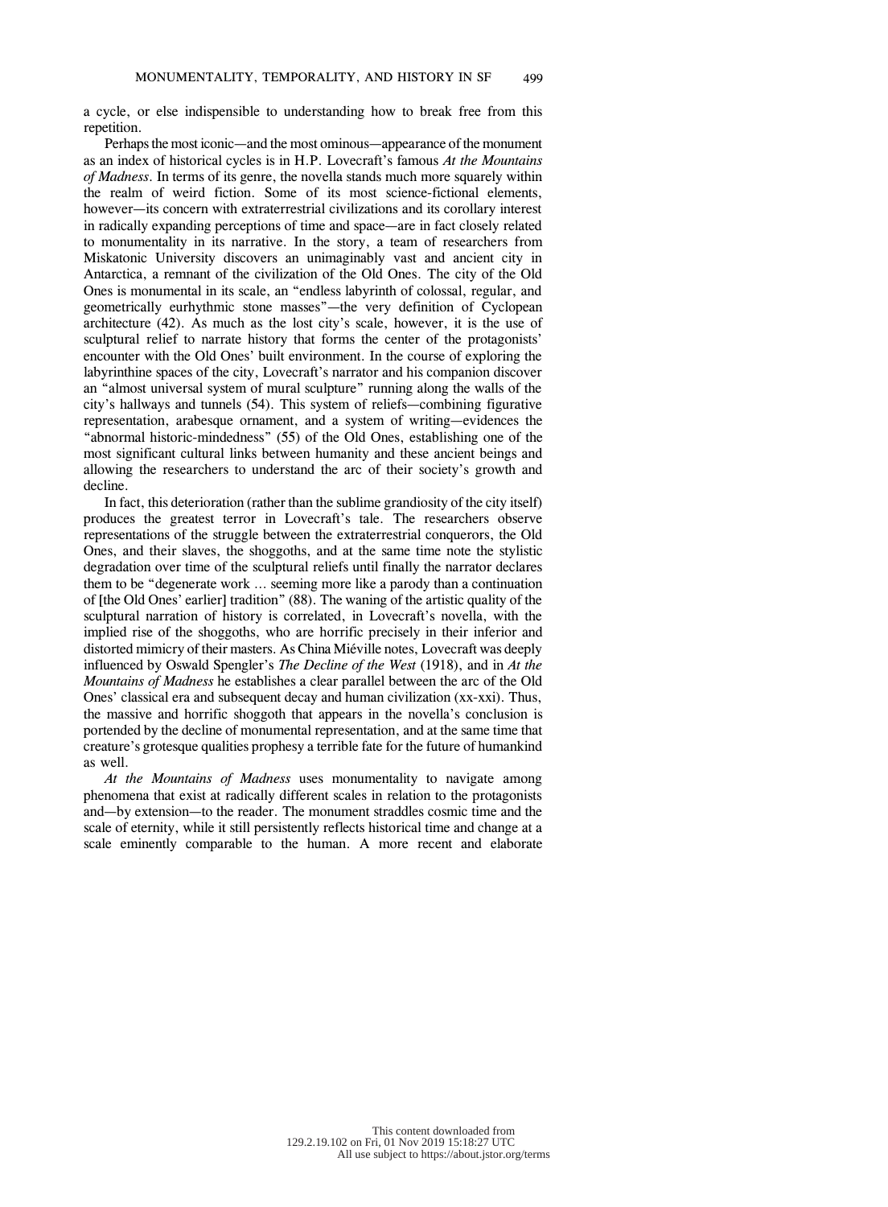a cycle, or else indispensible to understanding how to break free from this repetition.

Perhaps the most iconic—and the most ominous—appearance of the monument as an index of historical cycles is in H.P. Lovecraft's famous *At the Mountains of Madness*. In terms of its genre, the novella stands much more squarely within the realm of weird fiction. Some of its most science-fictional elements, however—its concern with extraterrestrial civilizations and its corollary interest in radically expanding perceptions of time and space—are in fact closely related to monumentality in its narrative. In the story, a team of researchers from Miskatonic University discovers an unimaginably vast and ancient city in Antarctica, a remnant of the civilization of the Old Ones. The city of the Old Ones is monumental in its scale, an "endless labyrinth of colossal, regular, and geometrically eurhythmic stone masses"—the very definition of Cyclopean architecture (42). As much as the lost city's scale, however, it is the use of sculptural relief to narrate history that forms the center of the protagonists' encounter with the Old Ones' built environment. In the course of exploring the labyrinthine spaces of the city, Lovecraft's narrator and his companion discover an "almost universal system of mural sculpture" running along the walls of the city's hallways and tunnels (54). This system of reliefs—combining figurative representation, arabesque ornament, and a system of writing—evidences the "abnormal historic-mindedness" (55) of the Old Ones, establishing one of the most significant cultural links between humanity and these ancient beings and allowing the researchers to understand the arc of their society's growth and decline.

In fact, this deterioration (rather than the sublime grandiosity of the city itself) produces the greatest terror in Lovecraft's tale. The researchers observe representations of the struggle between the extraterrestrial conquerors, the Old Ones, and their slaves, the shoggoths, and at the same time note the stylistic degradation over time of the sculptural reliefs until finally the narrator declares them to be "degenerate work ... seeming more like a parody than a continuation of [the Old Ones' earlier] tradition" (88). The waning of the artistic quality of the sculptural narration of history is correlated, in Lovecraft's novella, with the implied rise of the shoggoths, who are horrific precisely in their inferior and distorted mimicry of their masters. As China Miéville notes, Lovecraft was deeply influenced by Oswald Spengler's *The Decline of the West* (1918), and in *At the Mountains of Madness* he establishes a clear parallel between the arc of the Old Ones' classical era and subsequent decay and human civilization (xx-xxi). Thus, the massive and horrific shoggoth that appears in the novella's conclusion is portended by the decline of monumental representation, and at the same time that creature's grotesque qualities prophesy a terrible fate for the future of humankind as well.

*At the Mountains of Madness* uses monumentality to navigate among phenomena that exist at radically different scales in relation to the protagonists and—by extension—to the reader. The monument straddles cosmic time and the scale of eternity, while it still persistently reflects historical time and change at a scale eminently comparable to the human. A more recent and elaborate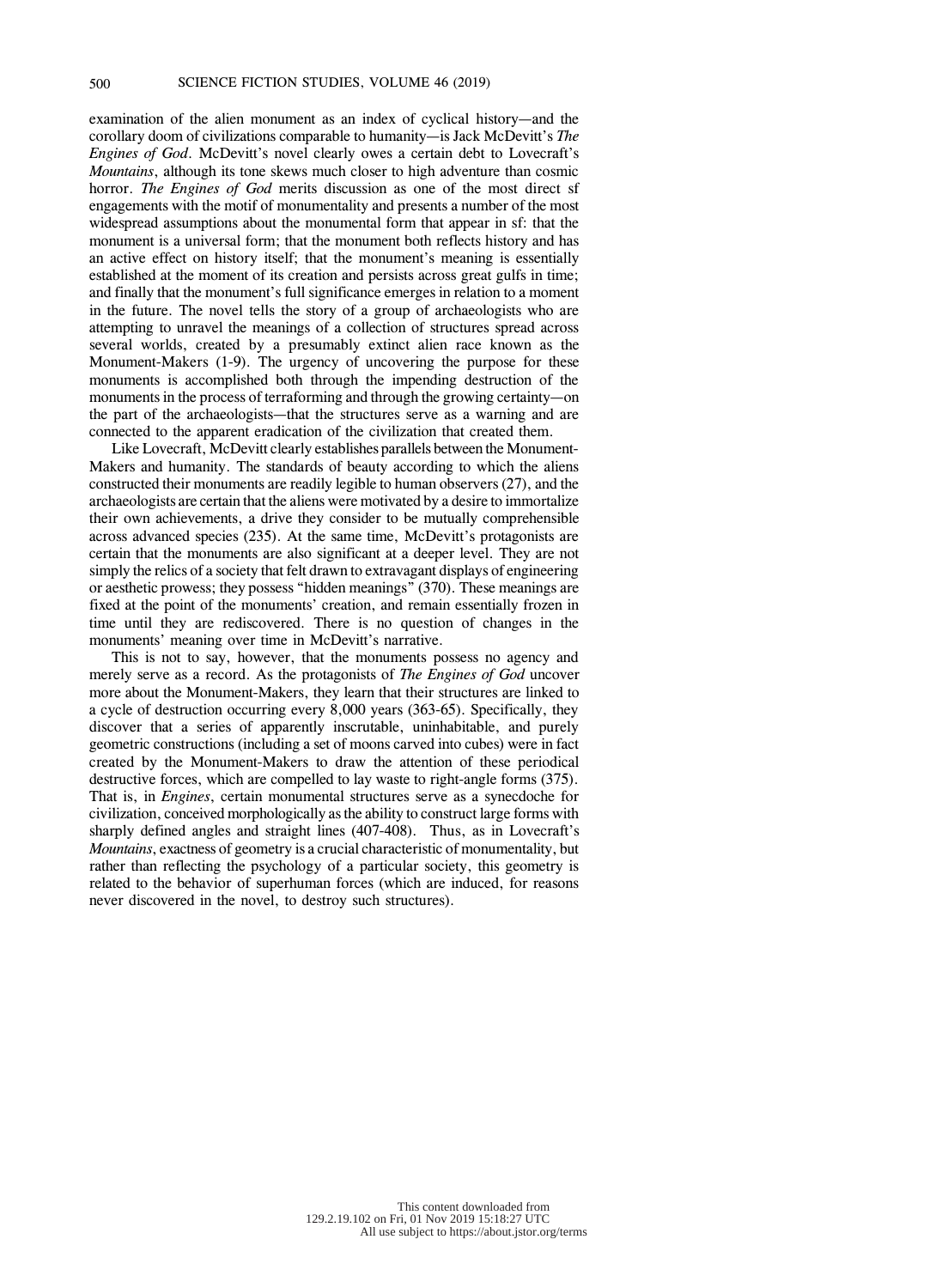examination of the alien monument as an index of cyclical history—and the corollary doom of civilizations comparable to humanity—is Jack McDevitt's *The Engines of God*. McDevitt's novel clearly owes a certain debt to Lovecraft's *Mountains*, although its tone skews much closer to high adventure than cosmic horror. *The Engines of God* merits discussion as one of the most direct sf engagements with the motif of monumentality and presents a number of the most widespread assumptions about the monumental form that appear in sf: that the monument is a universal form; that the monument both reflects history and has an active effect on history itself; that the monument's meaning is essentially established at the moment of its creation and persists across great gulfs in time; and finally that the monument's full significance emerges in relation to a moment in the future. The novel tells the story of a group of archaeologists who are attempting to unravel the meanings of a collection of structures spread across several worlds, created by a presumably extinct alien race known as the Monument-Makers (1-9). The urgency of uncovering the purpose for these monuments is accomplished both through the impending destruction of the monuments in the process of terraforming and through the growing certainty—on the part of the archaeologists—that the structures serve as a warning and are connected to the apparent eradication of the civilization that created them.

Like Lovecraft, McDevitt clearly establishes parallels between the Monument-Makers and humanity. The standards of beauty according to which the aliens constructed their monuments are readily legible to human observers (27), and the archaeologists are certain that the aliens were motivated by a desire to immortalize their own achievements, a drive they consider to be mutually comprehensible across advanced species (235). At the same time, McDevitt's protagonists are certain that the monuments are also significant at a deeper level. They are not simply the relics of a society that felt drawn to extravagant displays of engineering or aesthetic prowess; they possess "hidden meanings" (370). These meanings are fixed at the point of the monuments' creation, and remain essentially frozen in time until they are rediscovered. There is no question of changes in the monuments' meaning over time in McDevitt's narrative.

This is not to say, however, that the monuments possess no agency and merely serve as a record. As the protagonists of *The Engines of God* uncover more about the Monument-Makers, they learn that their structures are linked to a cycle of destruction occurring every 8,000 years (363-65). Specifically, they discover that a series of apparently inscrutable, uninhabitable, and purely geometric constructions (including a set of moons carved into cubes) were in fact created by the Monument-Makers to draw the attention of these periodical destructive forces, which are compelled to lay waste to right-angle forms (375). That is, in *Engines*, certain monumental structures serve as a synecdoche for civilization, conceived morphologically as the ability to construct large forms with sharply defined angles and straight lines (407-408). Thus, as in Lovecraft's *Mountains*, exactness of geometry is a crucial characteristic of monumentality, but rather than reflecting the psychology of a particular society, this geometry is related to the behavior of superhuman forces (which are induced, for reasons never discovered in the novel, to destroy such structures).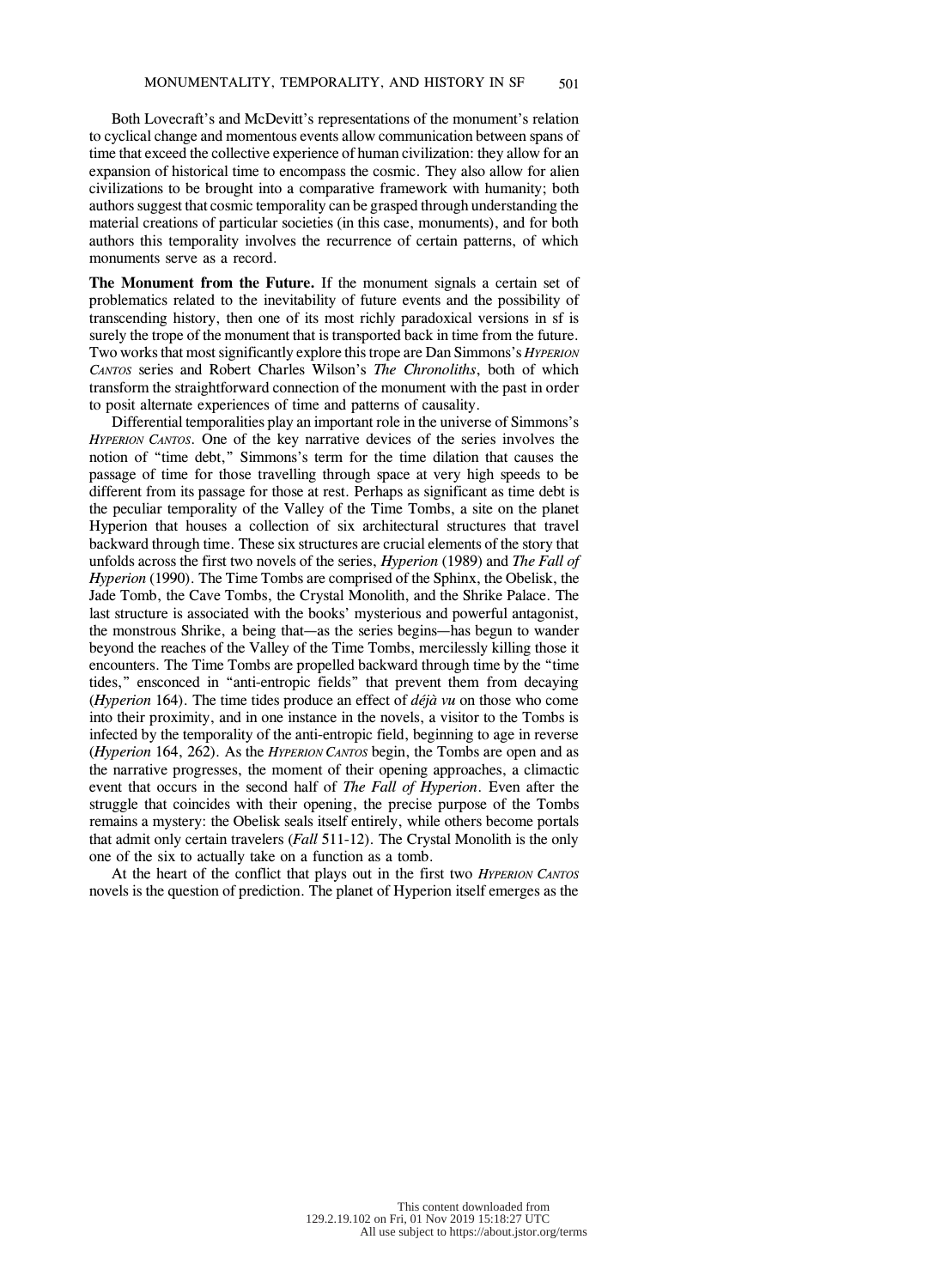Both Lovecraft's and McDevitt's representations of the monument's relation to cyclical change and momentous events allow communication between spans of time that exceed the collective experience of human civilization: they allow for an expansion of historical time to encompass the cosmic. They also allow for alien civilizations to be brought into a comparative framework with humanity; both authors suggest that cosmic temporality can be grasped through understanding the material creations of particular societies (in this case, monuments), and for both authors this temporality involves the recurrence of certain patterns, of which monuments serve as a record.

**The Monument from the Future.** If the monument signals a certain set of problematics related to the inevitability of future events and the possibility of transcending history, then one of its most richly paradoxical versions in sf is surely the trope of the monument that is transported back in time from the future. Two works that most significantly explore this trope are Dan Simmons's *HYPERION CANTOS* series and Robert Charles Wilson's *The Chronoliths*, both of which transform the straightforward connection of the monument with the past in order to posit alternate experiences of time and patterns of causality.

Differential temporalities play an important role in the universe of Simmons's *HYPERION CANTOS*. One of the key narrative devices of the series involves the notion of "time debt," Simmons's term for the time dilation that causes the passage of time for those travelling through space at very high speeds to be different from its passage for those at rest. Perhaps as significant as time debt is the peculiar temporality of the Valley of the Time Tombs, a site on the planet Hyperion that houses a collection of six architectural structures that travel backward through time. These six structures are crucial elements of the story that unfolds across the first two novels of the series, *Hyperion* (1989) and *The Fall of Hyperion* (1990). The Time Tombs are comprised of the Sphinx, the Obelisk, the Jade Tomb, the Cave Tombs, the Crystal Monolith, and the Shrike Palace. The last structure is associated with the books' mysterious and powerful antagonist, the monstrous Shrike, a being that—as the series begins—has begun to wander beyond the reaches of the Valley of the Time Tombs, mercilessly killing those it encounters. The Time Tombs are propelled backward through time by the "time tides," ensconced in "anti-entropic fields" that prevent them from decaying (*Hyperion* 164). The time tides produce an effect of *déjà vu* on those who come into their proximity, and in one instance in the novels, a visitor to the Tombs is infected by the temporality of the anti-entropic field, beginning to age in reverse (*Hyperion* 164, 262). As the *HYPERION CANTOS* begin, the Tombs are open and as the narrative progresses, the moment of their opening approaches, a climactic event that occurs in the second half of *The Fall of Hyperion*. Even after the struggle that coincides with their opening, the precise purpose of the Tombs remains a mystery: the Obelisk seals itself entirely, while others become portals that admit only certain travelers (*Fall* 511-12). The Crystal Monolith is the only one of the six to actually take on a function as a tomb.

At the heart of the conflict that plays out in the first two *HYPERION CANTOS* novels is the question of prediction. The planet of Hyperion itself emerges as the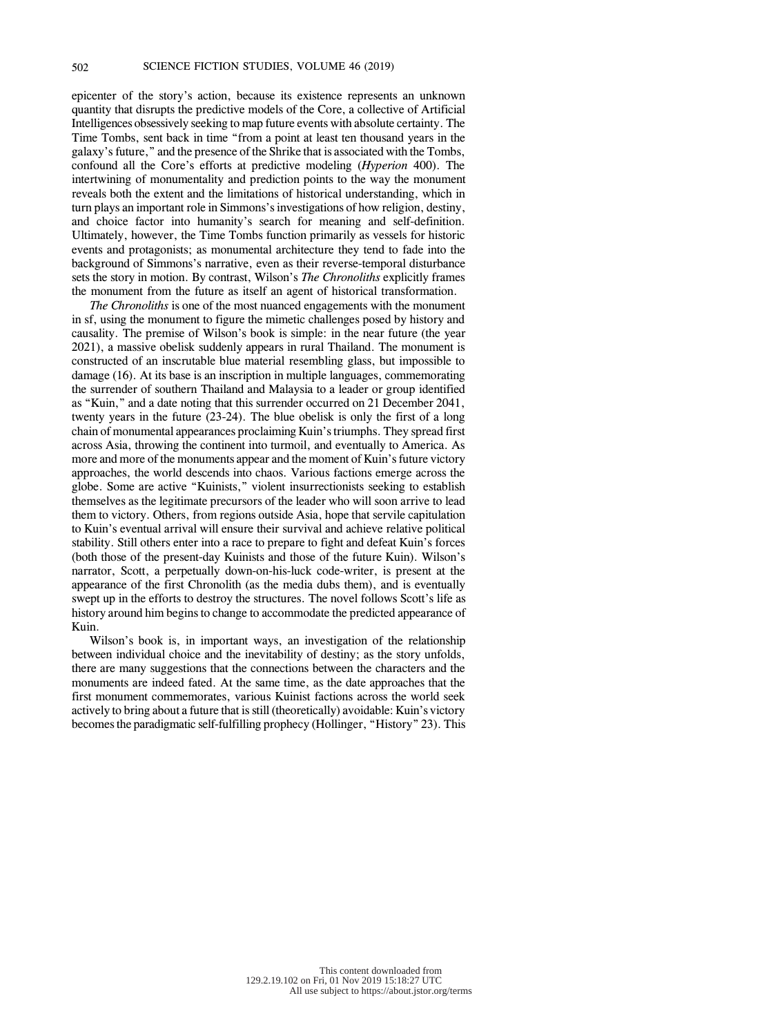epicenter of the story's action, because its existence represents an unknown quantity that disrupts the predictive models of the Core, a collective of Artificial Intelligences obsessively seeking to map future events with absolute certainty. The Time Tombs, sent back in time "from a point at least ten thousand years in the galaxy's future," and the presence of the Shrike that is associated with the Tombs, confound all the Core's efforts at predictive modeling (*Hyperion* 400). The intertwining of monumentality and prediction points to the way the monument reveals both the extent and the limitations of historical understanding, which in turn plays an important role in Simmons's investigations of how religion, destiny, and choice factor into humanity's search for meaning and self-definition. Ultimately, however, the Time Tombs function primarily as vessels for historic events and protagonists; as monumental architecture they tend to fade into the background of Simmons's narrative, even as their reverse-temporal disturbance sets the story in motion. By contrast, Wilson's *The Chronoliths* explicitly frames the monument from the future as itself an agent of historical transformation.

*The Chronoliths* is one of the most nuanced engagements with the monument in sf, using the monument to figure the mimetic challenges posed by history and causality. The premise of Wilson's book is simple: in the near future (the year 2021), a massive obelisk suddenly appears in rural Thailand. The monument is constructed of an inscrutable blue material resembling glass, but impossible to damage (16). At its base is an inscription in multiple languages, commemorating the surrender of southern Thailand and Malaysia to a leader or group identified as "Kuin," and a date noting that this surrender occurred on 21 December 2041, twenty years in the future (23-24). The blue obelisk is only the first of a long chain of monumental appearances proclaiming Kuin's triumphs. They spread first across Asia, throwing the continent into turmoil, and eventually to America. As more and more of the monuments appear and the moment of Kuin's future victory approaches, the world descends into chaos. Various factions emerge across the globe. Some are active "Kuinists," violent insurrectionists seeking to establish themselves as the legitimate precursors of the leader who will soon arrive to lead them to victory. Others, from regions outside Asia, hope that servile capitulation to Kuin's eventual arrival will ensure their survival and achieve relative political stability. Still others enter into a race to prepare to fight and defeat Kuin's forces (both those of the present-day Kuinists and those of the future Kuin). Wilson's narrator, Scott, a perpetually down-on-his-luck code-writer, is present at the appearance of the first Chronolith (as the media dubs them), and is eventually swept up in the efforts to destroy the structures. The novel follows Scott's life as history around him begins to change to accommodate the predicted appearance of Kuin.

Wilson's book is, in important ways, an investigation of the relationship between individual choice and the inevitability of destiny; as the story unfolds, there are many suggestions that the connections between the characters and the monuments are indeed fated. At the same time, as the date approaches that the first monument commemorates, various Kuinist factions across the world seek actively to bring about a future that is still (theoretically) avoidable: Kuin's victory becomes the paradigmatic self-fulfilling prophecy (Hollinger, "History" 23). This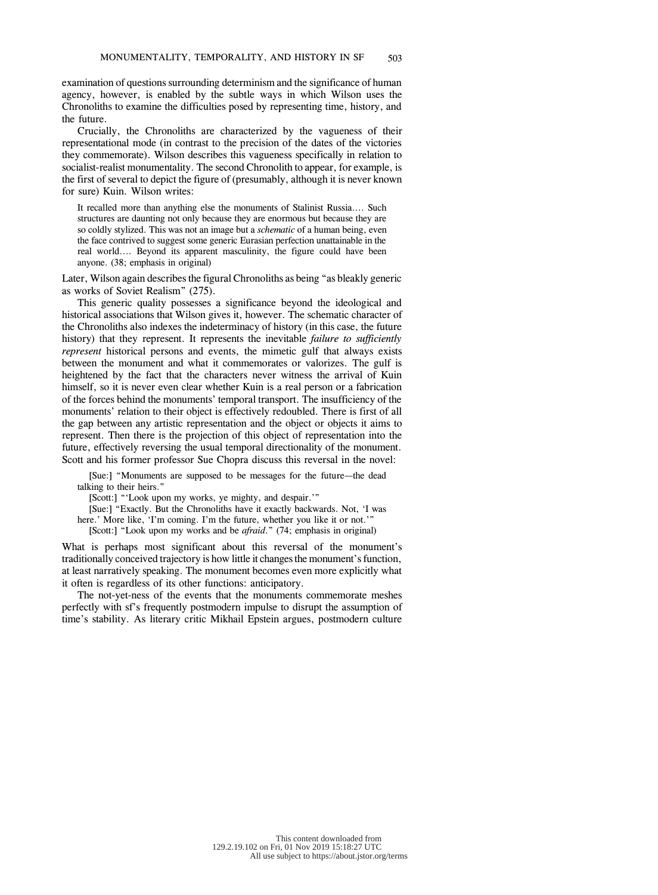examination of questions surrounding determinism and the significance of human agency, however, is enabled by the subtle ways in which Wilson uses the Chronoliths to examine the difficulties posed by representing time, history, and the future.

Crucially, the Chronoliths are characterized by the vagueness of their representational mode (in contrast to the precision of the dates of the victories they commemorate). Wilson describes this vagueness specifically in relation to socialist-realist monumentality. The second Chronolith to appear, for example, is the first of several to depict the figure of (presumably, although it is never known for sure) Kuin. Wilson writes:

> It recalled more than anything else the monuments of Stalinist Russia.… Such structures are daunting not only because they are enormous but because they are so coldly stylized. This was not an image but a *schematic* of a human being, even the face contrived to suggest some generic Eurasian perfection unattainable in the real world.… Beyond its apparent masculinity, the figure could have been anyone. (38; emphasis in original)

Later, Wilson again describes the figural Chronoliths as being "as bleakly generic as works of Soviet Realism" (275).

This generic quality possesses a significance beyond the ideological and historical associations that Wilson gives it, however. The schematic character of the Chronoliths also indexes the indeterminacy of history (in this case, the future history) that they represent. It represents the inevitable *failure to sufficiently represent* historical persons and events, the mimetic gulf that always exists between the monument and what it commemorates or valorizes. The gulf is heightened by the fact that the characters never witness the arrival of Kuin himself, so it is never even clear whether Kuin is a real person or a fabrication of the forces behind the monuments' temporal transport. The insufficiency of the monuments' relation to their object is effectively redoubled. There is first of all the gap between any artistic representation and the object or objects it aims to represent. Then there is the projection of this object of representation into the future, effectively reversing the usual temporal directionality of the monument. Scott and his former professor Sue Chopra discuss this reversal in the novel:

> [Sue:] "Monuments are supposed to be messages for the future—the dead talking to their heirs."
>
> [Scott:] "'Look upon my works, ye mighty, and despair.'"
>
> [Sue:] "Exactly. But the Chronoliths have it exactly backwards. Not, 'I was here.' More like, 'I'm coming. I'm the future, whether you like it or not.'"
>
> [Scott:] "Look upon my works and be *afraid*." (74; emphasis in original)

What is perhaps most significant about this reversal of the monument's traditionally conceived trajectory is how little it changes the monument's function, at least narratively speaking. The monument becomes even more explicitly what it often is regardless of its other functions: anticipatory.

The not-yet-ness of the events that the monuments commemorate meshes perfectly with sf's frequently postmodern impulse to disrupt the assumption of time's stability. As literary critic Mikhail Epstein argues, postmodern culture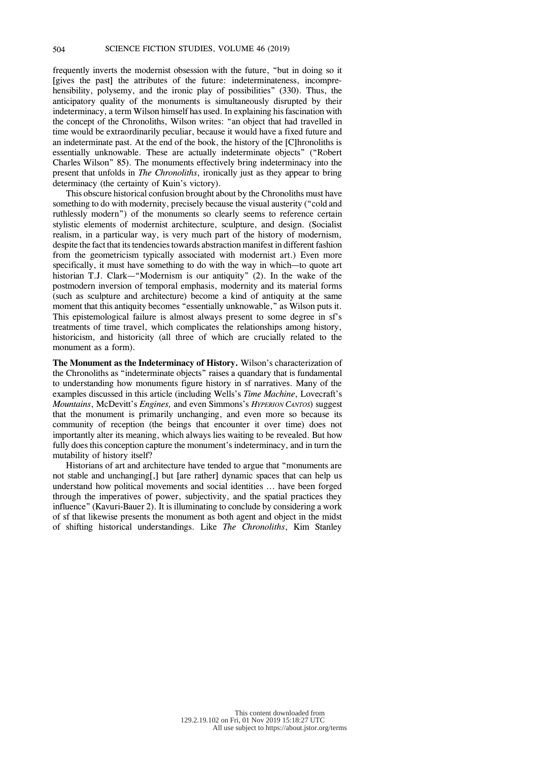frequently inverts the modernist obsession with the future, "but in doing so it [gives the past] the attributes of the future: indeterminateness, incomprehensibility, polysemy, and the ironic play of possibilities" (330). Thus, the anticipatory quality of the monuments is simultaneously disrupted by their indeterminacy, a term Wilson himself has used. In explaining his fascination with the concept of the Chronoliths, Wilson writes: "an object that had travelled in time would be extraordinarily peculiar, because it would have a fixed future and an indeterminate past. At the end of the book, the history of the [C]hronoliths is essentially unknowable. These are actually indeterminate objects" ("Robert Charles Wilson" 85). The monuments effectively bring indeterminacy into the present that unfolds in *The Chronoliths*, ironically just as they appear to bring determinacy (the certainty of Kuin's victory).

This obscure historical confusion brought about by the Chronoliths must have something to do with modernity, precisely because the visual austerity ("cold and ruthlessly modern") of the monuments so clearly seems to reference certain stylistic elements of modernist architecture, sculpture, and design. (Socialist realism, in a particular way, is very much part of the history of modernism, despite the fact that its tendencies towards abstraction manifest in different fashion from the geometricism typically associated with modernist art.) Even more specifically, it must have something to do with the way in which—to quote art historian T.J. Clark—"Modernism is our antiquity" (2). In the wake of the postmodern inversion of temporal emphasis, modernity and its material forms (such as sculpture and architecture) become a kind of antiquity at the same moment that this antiquity becomes "essentially unknowable," as Wilson puts it. This epistemological failure is almost always present to some degree in sf's treatments of time travel, which complicates the relationships among history, historicism, and historicity (all three of which are crucially related to the monument as a form).

**The Monument as the Indeterminacy of History.** Wilson's characterization of the Chronoliths as "indeterminate objects" raises a quandary that is fundamental to understanding how monuments figure history in sf narratives. Many of the examples discussed in this article (including Wells's *Time Machine*, Lovecraft's *Mountains*, McDevitt's *Engines,* and even Simmons's *HYPERION CANTOS*) suggest that the monument is primarily unchanging, and even more so because its community of reception (the beings that encounter it over time) does not importantly alter its meaning, which always lies waiting to be revealed. But how fully does this conception capture the monument's indeterminacy, and in turn the mutability of history itself?

Historians of art and architecture have tended to argue that "monuments are not stable and unchanging[,] but [are rather] dynamic spaces that can help us understand how political movements and social identities ... have been forged through the imperatives of power, subjectivity, and the spatial practices they influence" (Kavuri-Bauer 2). It is illuminating to conclude by considering a work of sf that likewise presents the monument as both agent and object in the midst of shifting historical understandings. Like *The Chronoliths*, Kim Stanley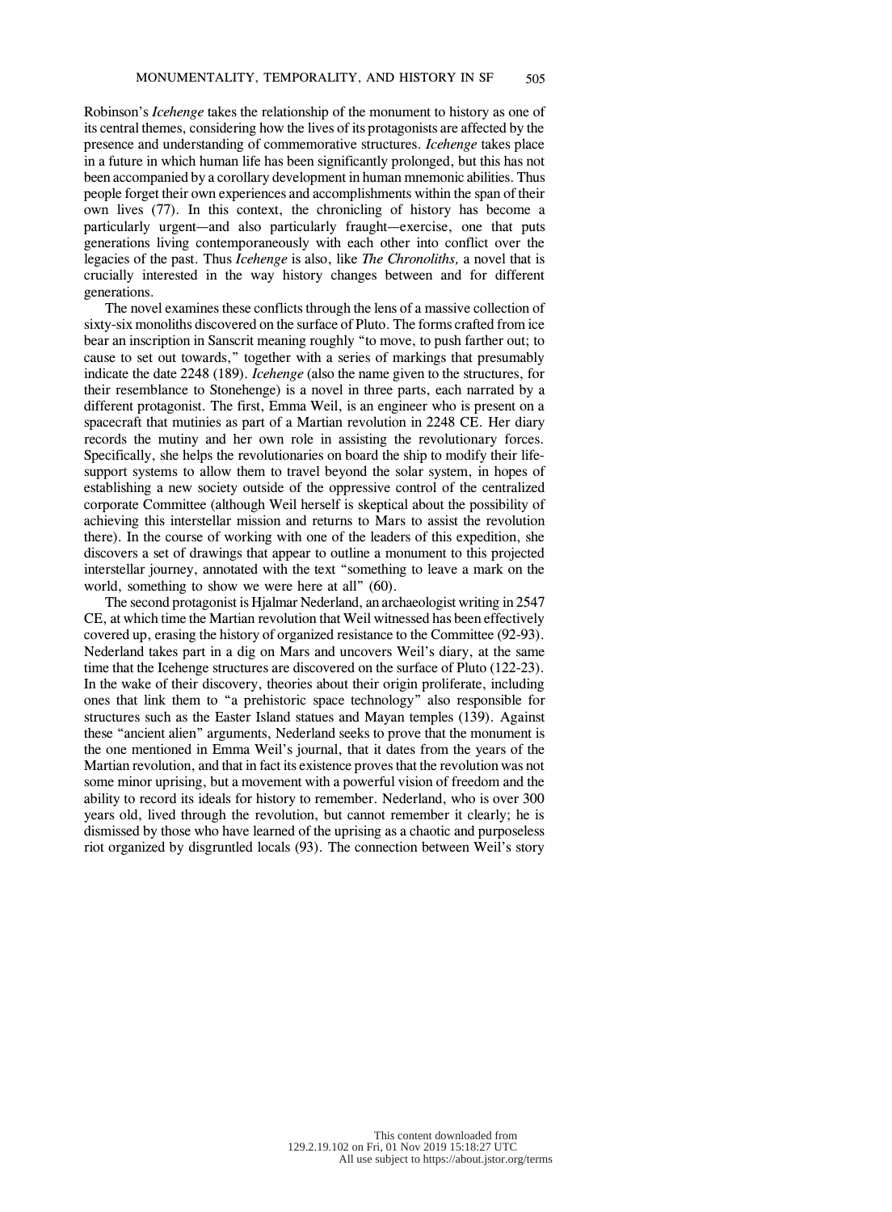Robinson's *Icehenge* takes the relationship of the monument to history as one of its central themes, considering how the lives of its protagonists are affected by the presence and understanding of commemorative structures. *Icehenge* takes place in a future in which human life has been significantly prolonged, but this has not been accompanied by a corollary development in human mnemonic abilities. Thus people forget their own experiences and accomplishments within the span of their own lives (77). In this context, the chronicling of history has become a particularly urgent—and also particularly fraught—exercise, one that puts generations living contemporaneously with each other into conflict over the legacies of the past. Thus *Icehenge* is also, like *The Chronoliths,* a novel that is crucially interested in the way history changes between and for different generations.

The novel examines these conflicts through the lens of a massive collection of sixty-six monoliths discovered on the surface of Pluto. The forms crafted from ice bear an inscription in Sanscrit meaning roughly "to move, to push farther out; to cause to set out towards," together with a series of markings that presumably indicate the date 2248 (189). *Icehenge* (also the name given to the structures, for their resemblance to Stonehenge) is a novel in three parts, each narrated by a different protagonist. The first, Emma Weil, is an engineer who is present on a spacecraft that mutinies as part of a Martian revolution in 2248 CE. Her diary records the mutiny and her own role in assisting the revolutionary forces. Specifically, she helps the revolutionaries on board the ship to modify their life-support systems to allow them to travel beyond the solar system, in hopes of establishing a new society outside of the oppressive control of the centralized corporate Committee (although Weil herself is skeptical about the possibility of achieving this interstellar mission and returns to Mars to assist the revolution there). In the course of working with one of the leaders of this expedition, she discovers a set of drawings that appear to outline a monument to this projected interstellar journey, annotated with the text "something to leave a mark on the world, something to show we were here at all" (60).

The second protagonist is Hjalmar Nederland, an archaeologist writing in 2547 CE, at which time the Martian revolution that Weil witnessed has been effectively covered up, erasing the history of organized resistance to the Committee (92-93). Nederland takes part in a dig on Mars and uncovers Weil's diary, at the same time that the Icehenge structures are discovered on the surface of Pluto (122-23). In the wake of their discovery, theories about their origin proliferate, including ones that link them to "a prehistoric space technology" also responsible for structures such as the Easter Island statues and Mayan temples (139). Against these "ancient alien" arguments, Nederland seeks to prove that the monument is the one mentioned in Emma Weil's journal, that it dates from the years of the Martian revolution, and that in fact its existence proves that the revolution was not some minor uprising, but a movement with a powerful vision of freedom and the ability to record its ideals for history to remember. Nederland, who is over 300 years old, lived through the revolution, but cannot remember it clearly; he is dismissed by those who have learned of the uprising as a chaotic and purposeless riot organized by disgruntled locals (93). The connection between Weil's story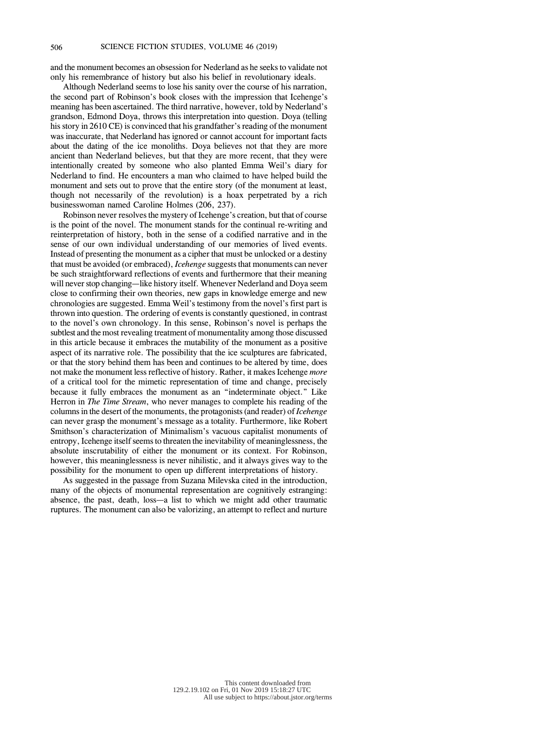and the monument becomes an obsession for Nederland as he seeks to validate not only his remembrance of history but also his belief in revolutionary ideals.

Although Nederland seems to lose his sanity over the course of his narration, the second part of Robinson's book closes with the impression that Icehenge's meaning has been ascertained. The third narrative, however, told by Nederland's grandson, Edmond Doya, throws this interpretation into question. Doya (telling his story in 2610 CE) is convinced that his grandfather's reading of the monument was inaccurate, that Nederland has ignored or cannot account for important facts about the dating of the ice monoliths. Doya believes not that they are more ancient than Nederland believes, but that they are more recent, that they were intentionally created by someone who also planted Emma Weil's diary for Nederland to find. He encounters a man who claimed to have helped build the monument and sets out to prove that the entire story (of the monument at least, though not necessarily of the revolution) is a hoax perpetrated by a rich businesswoman named Caroline Holmes (206, 237).

Robinson never resolves the mystery of Icehenge's creation, but that of course is the point of the novel. The monument stands for the continual re-writing and reinterpretation of history, both in the sense of a codified narrative and in the sense of our own individual understanding of our memories of lived events. Instead of presenting the monument as a cipher that must be unlocked or a destiny that must be avoided (or embraced), *Icehenge* suggests that monuments can never be such straightforward reflections of events and furthermore that their meaning will never stop changing—like history itself. Whenever Nederland and Doya seem close to confirming their own theories, new gaps in knowledge emerge and new chronologies are suggested. Emma Weil's testimony from the novel's first part is thrown into question. The ordering of events is constantly questioned, in contrast to the novel's own chronology. In this sense, Robinson's novel is perhaps the subtlest and the most revealing treatment of monumentality among those discussed in this article because it embraces the mutability of the monument as a positive aspect of its narrative role. The possibility that the ice sculptures are fabricated, or that the story behind them has been and continues to be altered by time, does not make the monument less reflective of history. Rather, it makes Icehenge *more* of a critical tool for the mimetic representation of time and change, precisely because it fully embraces the monument as an "indeterminate object." Like Herron in *The Time Stream*, who never manages to complete his reading of the columns in the desert of the monuments, the protagonists (and reader) of *Icehenge* can never grasp the monument's message as a totality. Furthermore, like Robert Smithson's characterization of Minimalism's vacuous capitalist monuments of entropy, Icehenge itself seems to threaten the inevitability of meaninglessness, the absolute inscrutability of either the monument or its context. For Robinson, however, this meaninglessness is never nihilistic, and it always gives way to the possibility for the monument to open up different interpretations of history.

As suggested in the passage from Suzana Milevska cited in the introduction, many of the objects of monumental representation are cognitively estranging: absence, the past, death, loss—a list to which we might add other traumatic ruptures. The monument can also be valorizing, an attempt to reflect and nurture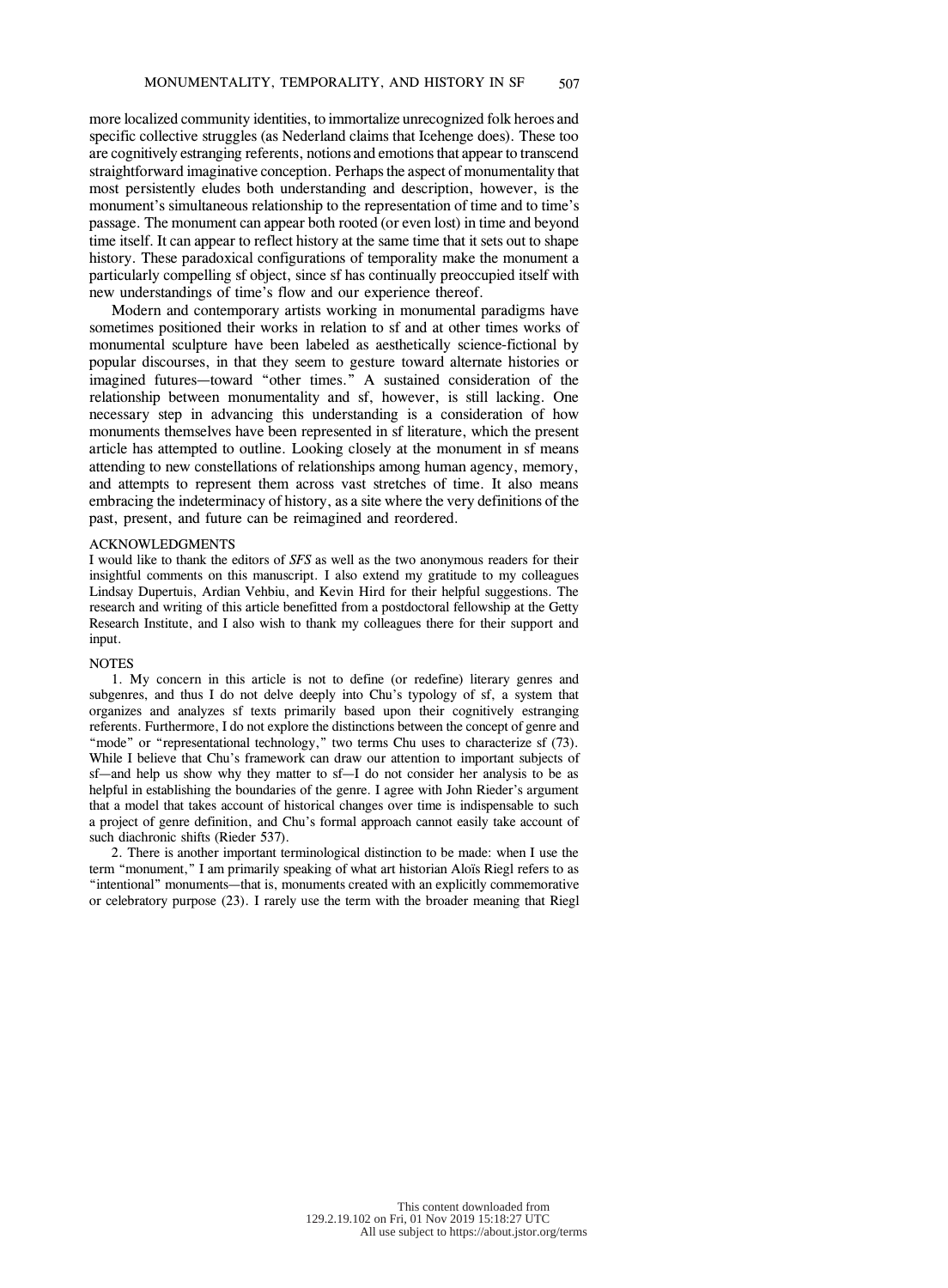more localized community identities, to immortalize unrecognized folk heroes and specific collective struggles (as Nederland claims that Icehenge does). These too are cognitively estranging referents, notions and emotions that appear to transcend straightforward imaginative conception. Perhaps the aspect of monumentality that most persistently eludes both understanding and description, however, is the monument's simultaneous relationship to the representation of time and to time's passage. The monument can appear both rooted (or even lost) in time and beyond time itself. It can appear to reflect history at the same time that it sets out to shape history. These paradoxical configurations of temporality make the monument a particularly compelling sf object, since sf has continually preoccupied itself with new understandings of time's flow and our experience thereof.

Modern and contemporary artists working in monumental paradigms have sometimes positioned their works in relation to sf and at other times works of monumental sculpture have been labeled as aesthetically science-fictional by popular discourses, in that they seem to gesture toward alternate histories or imagined futures—toward "other times." A sustained consideration of the relationship between monumentality and sf, however, is still lacking. One necessary step in advancing this understanding is a consideration of how monuments themselves have been represented in sf literature, which the present article has attempted to outline. Looking closely at the monument in sf means attending to new constellations of relationships among human agency, memory, and attempts to represent them across vast stretches of time. It also means embracing the indeterminacy of history, as a site where the very definitions of the past, present, and future can be reimagined and reordered.

## ACKNOWLEDGMENTS

I would like to thank the editors of *SFS* as well as the two anonymous readers for their insightful comments on this manuscript. I also extend my gratitude to my colleagues Lindsay Dupertuis, Ardian Vehbiu, and Kevin Hird for their helpful suggestions. The research and writing of this article benefitted from a postdoctoral fellowship at the Getty Research Institute, and I also wish to thank my colleagues there for their support and input.

## NOTES

1. My concern in this article is not to define (or redefine) literary genres and subgenres, and thus I do not delve deeply into Chu's typology of sf, a system that organizes and analyzes sf texts primarily based upon their cognitively estranging referents. Furthermore, I do not explore the distinctions between the concept of genre and "mode" or "representational technology," two terms Chu uses to characterize sf (73). While I believe that Chu's framework can draw our attention to important subjects of sf—and help us show why they matter to sf—I do not consider her analysis to be as helpful in establishing the boundaries of the genre. I agree with John Rieder's argument that a model that takes account of historical changes over time is indispensable to such a project of genre definition, and Chu's formal approach cannot easily take account of such diachronic shifts (Rieder 537).

2. There is another important terminological distinction to be made: when I use the term "monument," I am primarily speaking of what art historian Aloïs Riegl refers to as "intentional" monuments—that is, monuments created with an explicitly commemorative or celebratory purpose (23). I rarely use the term with the broader meaning that Riegl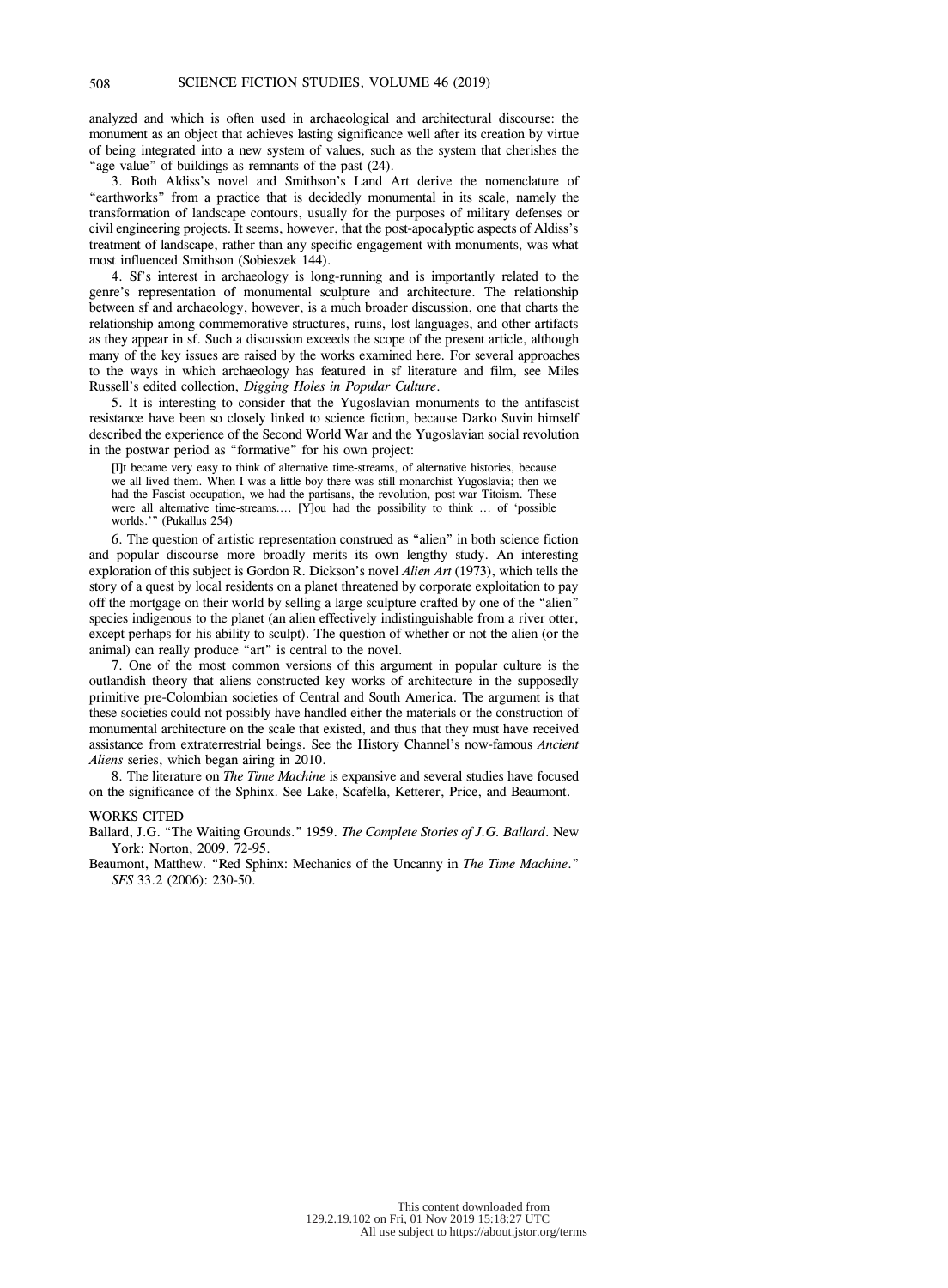analyzed and which is often used in archaeological and architectural discourse: the monument as an object that achieves lasting significance well after its creation by virtue of being integrated into a new system of values, such as the system that cherishes the "age value" of buildings as remnants of the past (24).

3. Both Aldiss's novel and Smithson's Land Art derive the nomenclature of "earthworks" from a practice that is decidedly monumental in its scale, namely the transformation of landscape contours, usually for the purposes of military defenses or civil engineering projects. It seems, however, that the post-apocalyptic aspects of Aldiss's treatment of landscape, rather than any specific engagement with monuments, was what most influenced Smithson (Sobieszek 144).

4. Sf's interest in archaeology is long-running and is importantly related to the genre's representation of monumental sculpture and architecture. The relationship between sf and archaeology, however, is a much broader discussion, one that charts the relationship among commemorative structures, ruins, lost languages, and other artifacts as they appear in sf. Such a discussion exceeds the scope of the present article, although many of the key issues are raised by the works examined here. For several approaches to the ways in which archaeology has featured in sf literature and film, see Miles Russell's edited collection, *Digging Holes in Popular Culture*.

5. It is interesting to consider that the Yugoslavian monuments to the antifascist resistance have been so closely linked to science fiction, because Darko Suvin himself described the experience of the Second World War and the Yugoslavian social revolution in the postwar period as "formative" for his own project:

> [I]t became very easy to think of alternative time-streams, of alternative histories, because we all lived them. When I was a little boy there was still monarchist Yugoslavia; then we had the Fascist occupation, we had the partisans, the revolution, post-war Titoism. These were all alternative time-streams.... [Y]ou had the possibility to think ... of 'possible worlds.'" (Pukallus 254)

6. The question of artistic representation construed as "alien" in both science fiction and popular discourse more broadly merits its own lengthy study. An interesting exploration of this subject is Gordon R. Dickson's novel *Alien Art* (1973), which tells the story of a quest by local residents on a planet threatened by corporate exploitation to pay off the mortgage on their world by selling a large sculpture crafted by one of the "alien" species indigenous to the planet (an alien effectively indistinguishable from a river otter, except perhaps for his ability to sculpt). The question of whether or not the alien (or the animal) can really produce "art" is central to the novel.

7. One of the most common versions of this argument in popular culture is the outlandish theory that aliens constructed key works of architecture in the supposedly primitive pre-Colombian societies of Central and South America. The argument is that these societies could not possibly have handled either the materials or the construction of monumental architecture on the scale that existed, and thus that they must have received assistance from extraterrestrial beings. See the History Channel's now-famous *Ancient Aliens* series, which began airing in 2010.

8. The literature on *The Time Machine* is expansive and several studies have focused on the significance of the Sphinx. See Lake, Scafella, Ketterer, Price, and Beaumont.

## WORKS CITED

Ballard, J.G. "The Waiting Grounds." 1959. *The Complete Stories of J.G. Ballard*. New York: Norton, 2009. 72-95.

Beaumont, Matthew. "Red Sphinx: Mechanics of the Uncanny in *The Time Machine*." *SFS* 33.2 (2006): 230-50.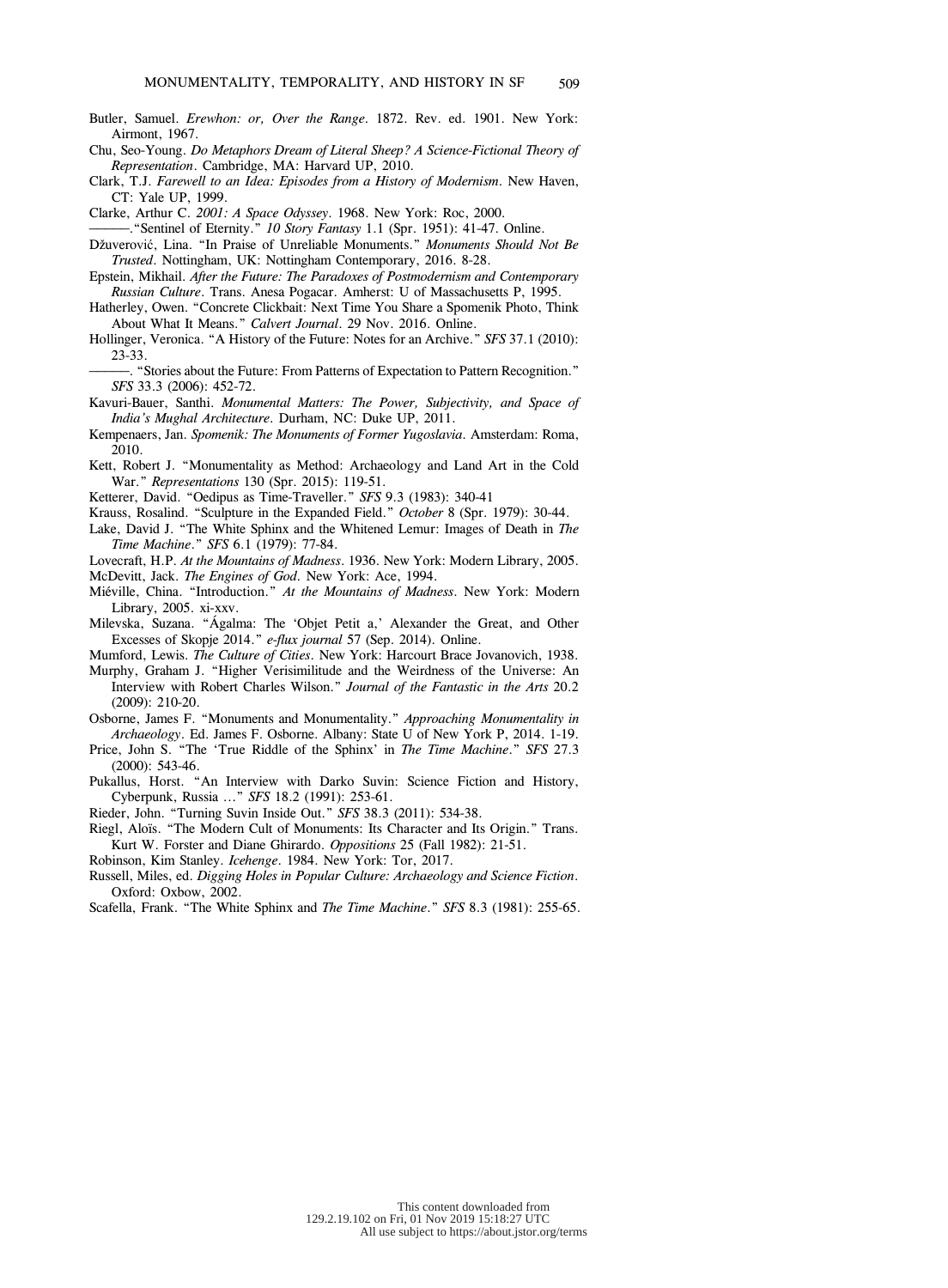Butler, Samuel. *Erewhon: or, Over the Range*. 1872. Rev. ed. 1901. New York: Airmont, 1967.

Chu, Seo-Young. *Do Metaphors Dream of Literal Sheep? A Science-Fictional Theory of Representation*. Cambridge, MA: Harvard UP, 2010.

Clark, T.J. *Farewell to an Idea: Episodes from a History of Modernism*. New Haven, CT: Yale UP, 1999.

Clarke, Arthur C. *2001: A Space Odyssey*. 1968. New York: Roc, 2000.

———. "Sentinel of Eternity." *10 Story Fantasy* 1.1 (Spr. 1951): 41-47. Online.

Džuverović, Lina. "In Praise of Unreliable Monuments." *Monuments Should Not Be Trusted*. Nottingham, UK: Nottingham Contemporary, 2016. 8-28.

Epstein, Mikhail. *After the Future: The Paradoxes of Postmodernism and Contemporary Russian Culture*. Trans. Anesa Pogacar. Amherst: U of Massachusetts P, 1995.

Hatherley, Owen. "Concrete Clickbait: Next Time You Share a Spomenik Photo, Think About What It Means." *Calvert Journal*. 29 Nov. 2016. Online.

Hollinger, Veronica. "A History of the Future: Notes for an Archive." *SFS* 37.1 (2010): 23-33.

———. "Stories about the Future: From Patterns of Expectation to Pattern Recognition." *SFS* 33.3 (2006): 452-72.

Kavuri-Bauer, Santhi. *Monumental Matters: The Power, Subjectivity, and Space of India's Mughal Architecture*. Durham, NC: Duke UP, 2011.

Kempenaers, Jan. *Spomenik: The Monuments of Former Yugoslavia*. Amsterdam: Roma, 2010.

Kett, Robert J. "Monumentality as Method: Archaeology and Land Art in the Cold War." *Representations* 130 (Spr. 2015): 119-51.

Ketterer, David. "Oedipus as Time-Traveller." *SFS* 9.3 (1983): 340-41

Krauss, Rosalind. "Sculpture in the Expanded Field." *October* 8 (Spr. 1979): 30-44.

Lake, David J. "The White Sphinx and the Whitened Lemur: Images of Death in *The Time Machine*." *SFS* 6.1 (1979): 77-84.

Lovecraft, H.P. *At the Mountains of Madness*. 1936. New York: Modern Library, 2005.

McDevitt, Jack. *The Engines of God*. New York: Ace, 1994.

Miéville, China. "Introduction." *At the Mountains of Madness*. New York: Modern Library, 2005. xi-xxv.

Milevska, Suzana. "Ágalma: The 'Objet Petit a,' Alexander the Great, and Other Excesses of Skopje 2014." *e-flux journal* 57 (Sep. 2014). Online.

Mumford, Lewis. *The Culture of Cities*. New York: Harcourt Brace Jovanovich, 1938.

Murphy, Graham J. "Higher Verisimilitude and the Weirdness of the Universe: An Interview with Robert Charles Wilson." *Journal of the Fantastic in the Arts* 20.2 (2009): 210-20.

Osborne, James F. "Monuments and Monumentality." *Approaching Monumentality in Archaeology*. Ed. James F. Osborne. Albany: State U of New York P, 2014. 1-19.

Price, John S. "The 'True Riddle of the Sphinx' in *The Time Machine*." *SFS* 27.3 (2000): 543-46.

Pukallus, Horst. "An Interview with Darko Suvin: Science Fiction and History, Cyberpunk, Russia ..." *SFS* 18.2 (1991): 253-61.

Rieder, John. "Turning Suvin Inside Out." *SFS* 38.3 (2011): 534-38.

Riegl, Aloïs. "The Modern Cult of Monuments: Its Character and Its Origin." Trans. Kurt W. Forster and Diane Ghirardo. *Oppositions* 25 (Fall 1982): 21-51.

Robinson, Kim Stanley. *Icehenge*. 1984. New York: Tor, 2017.

Russell, Miles, ed. *Digging Holes in Popular Culture: Archaeology and Science Fiction*. Oxford: Oxbow, 2002.

Scafella, Frank. "The White Sphinx and *The Time Machine*." *SFS* 8.3 (1981): 255-65.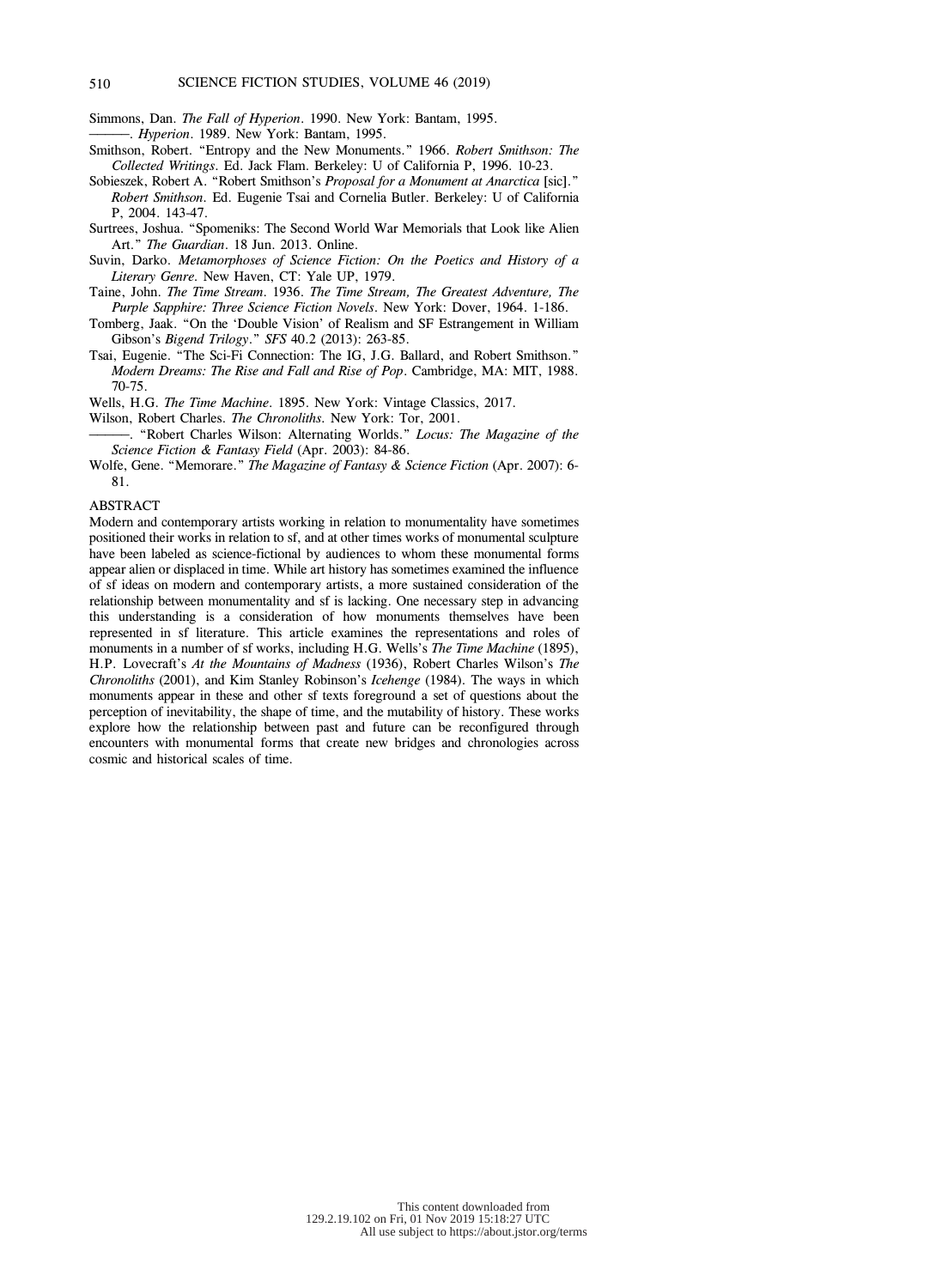Simmons, Dan. *The Fall of Hyperion*. 1990. New York: Bantam, 1995.

———. *Hyperion*. 1989. New York: Bantam, 1995.

Smithson, Robert. "Entropy and the New Monuments." 1966. *Robert Smithson: The Collected Writings*. Ed. Jack Flam. Berkeley: U of California P, 1996. 10-23.

Sobieszek, Robert A. "Robert Smithson's *Proposal for a Monument at Anarctica* [sic]." *Robert Smithson*. Ed. Eugenie Tsai and Cornelia Butler. Berkeley: U of California P, 2004. 143-47.

Surtrees, Joshua. "Spomeniks: The Second World War Memorials that Look like Alien Art." *The Guardian*. 18 Jun. 2013. Online.

Suvin, Darko. *Metamorphoses of Science Fiction: On the Poetics and History of a Literary Genre*. New Haven, CT: Yale UP, 1979.

Taine, John. *The Time Stream*. 1936. *The Time Stream, The Greatest Adventure, The Purple Sapphire: Three Science Fiction Novels*. New York: Dover, 1964. 1-186.

Tomberg, Jaak. "On the 'Double Vision' of Realism and SF Estrangement in William Gibson's *Bigend Trilogy*." *SFS* 40.2 (2013): 263-85.

Tsai, Eugenie. "The Sci-Fi Connection: The IG, J.G. Ballard, and Robert Smithson." *Modern Dreams: The Rise and Fall and Rise of Pop*. Cambridge, MA: MIT, 1988. 70-75.

Wells, H.G. *The Time Machine*. 1895. New York: Vintage Classics, 2017.

Wilson, Robert Charles. *The Chronoliths*. New York: Tor, 2001.

———. "Robert Charles Wilson: Alternating Worlds." *Locus: The Magazine of the Science Fiction & Fantasy Field* (Apr. 2003): 84-86.

Wolfe, Gene. "Memorare." *The Magazine of Fantasy & Science Fiction* (Apr. 2007): 6-81.

## ABSTRACT

Modern and contemporary artists working in relation to monumentality have sometimes positioned their works in relation to sf, and at other times works of monumental sculpture have been labeled as science-fictional by audiences to whom these monumental forms appear alien or displaced in time. While art history has sometimes examined the influence of sf ideas on modern and contemporary artists, a more sustained consideration of the relationship between monumentality and sf is lacking. One necessary step in advancing this understanding is a consideration of how monuments themselves have been represented in sf literature. This article examines the representations and roles of monuments in a number of sf works, including H.G. Wells's *The Time Machine* (1895), H.P. Lovecraft's *At the Mountains of Madness* (1936), Robert Charles Wilson's *The Chronoliths* (2001), and Kim Stanley Robinson's *Icehenge* (1984). The ways in which monuments appear in these and other sf texts foreground a set of questions about the perception of inevitability, the shape of time, and the mutability of history. These works explore how the relationship between past and future can be reconfigured through encounters with monumental forms that create new bridges and chronologies across cosmic and historical scales of time.